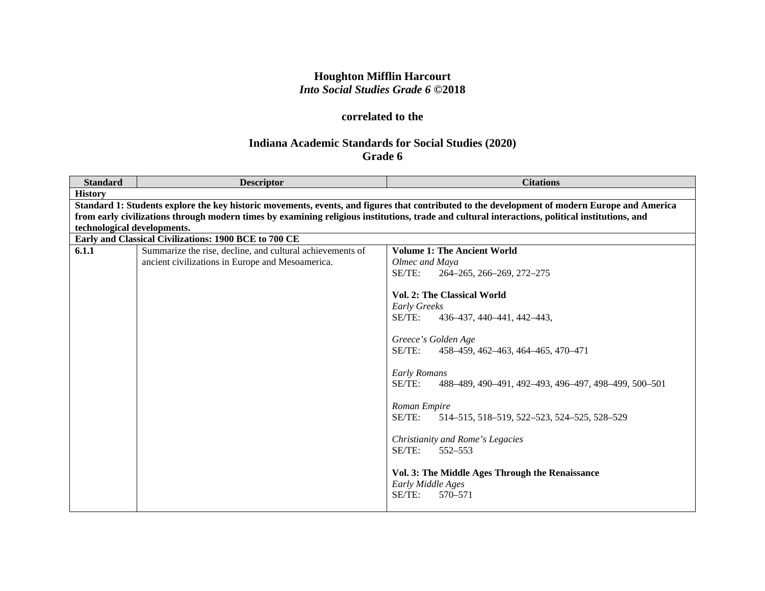**Houghton Mifflin Harcourt**
***Into Social Studies Grade 6* ©2018**

**correlated to the**

**Indiana Academic Standards for Social Studies (2020)**
**Grade 6**

| Standard | Descriptor | Citations |
|---|---|---|
| **History** | | |
| **Standard 1: Students explore the key historic movements, events, and figures that contributed to the development of modern Europe and America from early civilizations through modern times by examining religious institutions, trade and cultural interactions, political institutions, and technological developments.** | | |
| **Early and Classical Civilizations: 1900 BCE to 700 CE** | | |
| **6.1.1** | Summarize the rise, decline, and cultural achievements of ancient civilizations in Europe and Mesoamerica. | **Volume 1: The Ancient World**<br>*Olmec and Maya*<br>SE/TE: 264–265, 266–269, 272–275<br><br>**Vol. 2: The Classical World**<br>*Early Greeks*<br>SE/TE: 436–437, 440–441, 442–443,<br><br>*Greece's Golden Age*<br>SE/TE: 458–459, 462–463, 464–465, 470–471<br><br>*Early Romans*<br>SE/TE: 488–489, 490–491, 492–493, 496–497, 498–499, 500–501<br><br>*Roman Empire*<br>SE/TE: 514–515, 518–519, 522–523, 524–525, 528–529<br><br>*Christianity and Rome's Legacies*<br>SE/TE: 552–553<br><br>**Vol. 3: The Middle Ages Through the Renaissance**<br>*Early Middle Ages*<br>SE/TE: 570–571 |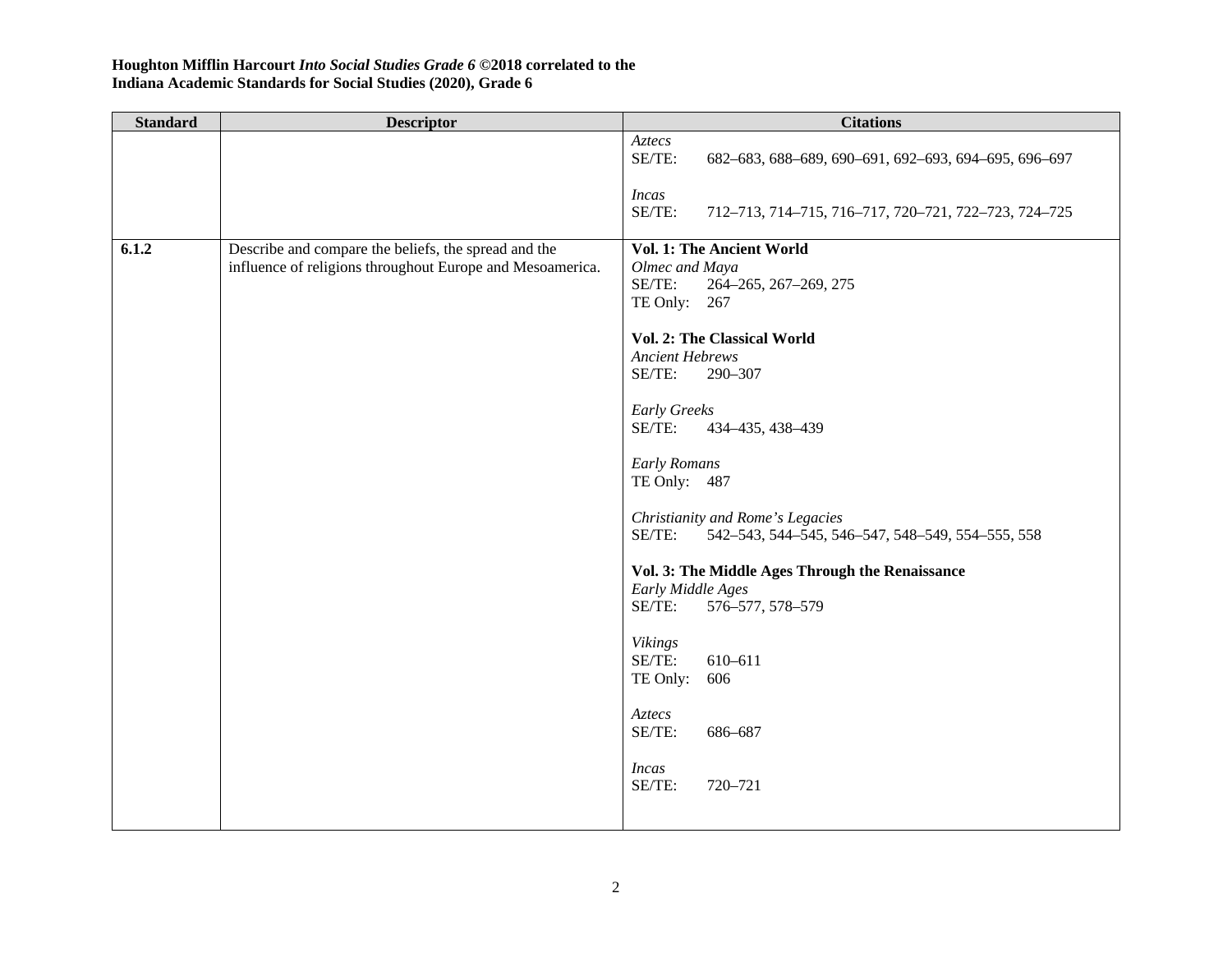| Standard | Descriptor | Citations |
|---|---|---|
| | | *Aztecs*<br>SE/TE: 682–683, 688–689, 690–691, 692–693, 694–695, 696–697<br><br>*Incas*<br>SE/TE: 712–713, 714–715, 716–717, 720–721, 722–723, 724–725 |
| **6.1.2** | Describe and compare the beliefs, the spread and the influence of religions throughout Europe and Mesoamerica. | **Vol. 1: The Ancient World**<br>*Olmec and Maya*<br>SE/TE: 264–265, 267–269, 275<br>TE Only: 267<br><br>**Vol. 2: The Classical World**<br>*Ancient Hebrews*<br>SE/TE: 290–307<br><br>*Early Greeks*<br>SE/TE: 434–435, 438–439<br><br>*Early Romans*<br>TE Only: 487<br><br>*Christianity and Rome's Legacies*<br>SE/TE: 542–543, 544–545, 546–547, 548–549, 554–555, 558<br><br>**Vol. 3: The Middle Ages Through the Renaissance**<br>*Early Middle Ages*<br>SE/TE: 576–577, 578–579<br><br>*Vikings*<br>SE/TE: 610–611<br>TE Only: 606<br><br>*Aztecs*<br>SE/TE: 686–687<br><br>*Incas*<br>SE/TE: 720–721 |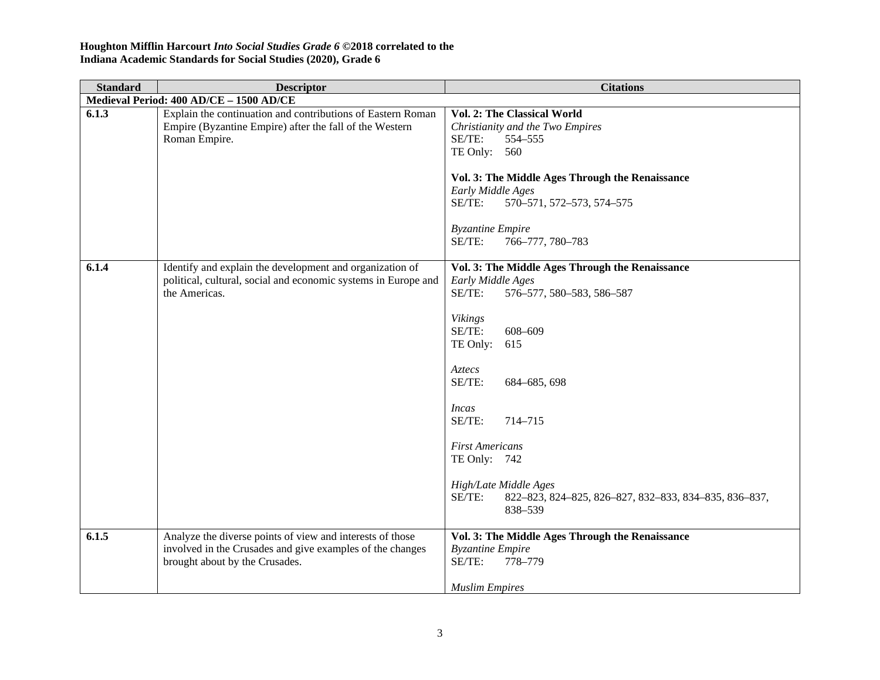**Houghton Mifflin Harcourt *Into Social Studies Grade 6* ©2018 correlated to the Indiana Academic Standards for Social Studies (2020), Grade 6**

| Standard | Descriptor | Citations |
|---|---|---|
| **Medieval Period: 400 AD/CE – 1500 AD/CE** | | |
| **6.1.3** | Explain the continuation and contributions of Eastern Roman Empire (Byzantine Empire) after the fall of the Western Roman Empire. | **Vol. 2: The Classical World**<br>*Christianity and the Two Empires*<br>SE/TE: 554–555<br>TE Only: 560<br><br>**Vol. 3: The Middle Ages Through the Renaissance**<br>*Early Middle Ages*<br>SE/TE: 570–571, 572–573, 574–575<br><br>*Byzantine Empire*<br>SE/TE: 766–777, 780–783 |
| **6.1.4** | Identify and explain the development and organization of political, cultural, social and economic systems in Europe and the Americas. | **Vol. 3: The Middle Ages Through the Renaissance**<br>*Early Middle Ages*<br>SE/TE: 576–577, 580–583, 586–587<br><br>*Vikings*<br>SE/TE: 608–609<br>TE Only: 615<br><br>*Aztecs*<br>SE/TE: 684–685, 698<br><br>*Incas*<br>SE/TE: 714–715<br><br>*First Americans*<br>TE Only: 742<br><br>*High/Late Middle Ages*<br>SE/TE: 822–823, 824–825, 826–827, 832–833, 834–835, 836–837, 838–539 |
| **6.1.5** | Analyze the diverse points of view and interests of those involved in the Crusades and give examples of the changes brought about by the Crusades. | **Vol. 3: The Middle Ages Through the Renaissance**<br>*Byzantine Empire*<br>SE/TE: 778–779<br><br>*Muslim Empires* |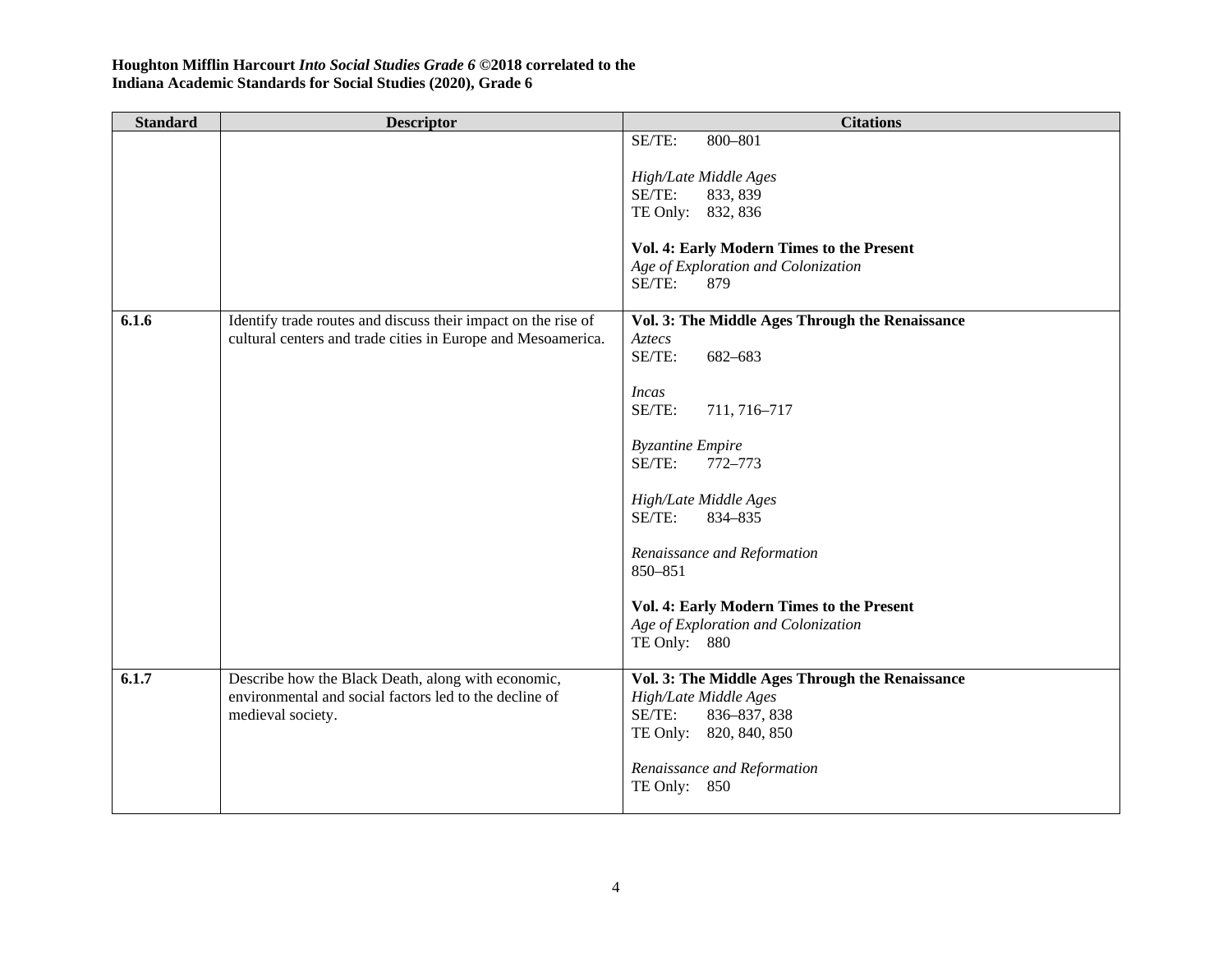| Standard | Descriptor | Citations |
|---|---|---|
| | | SE/TE: 800–801<br><br>*High/Late Middle Ages*<br>SE/TE: 833, 839<br>TE Only: 832, 836<br><br>**Vol. 4: Early Modern Times to the Present**<br>*Age of Exploration and Colonization*<br>SE/TE: 879 |
| **6.1.6** | Identify trade routes and discuss their impact on the rise of cultural centers and trade cities in Europe and Mesoamerica. | **Vol. 3: The Middle Ages Through the Renaissance**<br>*Aztecs*<br>SE/TE: 682–683<br><br>*Incas*<br>SE/TE: 711, 716–717<br><br>*Byzantine Empire*<br>SE/TE: 772–773<br><br>*High/Late Middle Ages*<br>SE/TE: 834–835<br><br>*Renaissance and Reformation*<br>850–851<br><br>**Vol. 4: Early Modern Times to the Present**<br>*Age of Exploration and Colonization*<br>TE Only: 880 |
| **6.1.7** | Describe how the Black Death, along with economic, environmental and social factors led to the decline of medieval society. | **Vol. 3: The Middle Ages Through the Renaissance**<br>*High/Late Middle Ages*<br>SE/TE: 836–837, 838<br>TE Only: 820, 840, 850<br><br>*Renaissance and Reformation*<br>TE Only: 850 |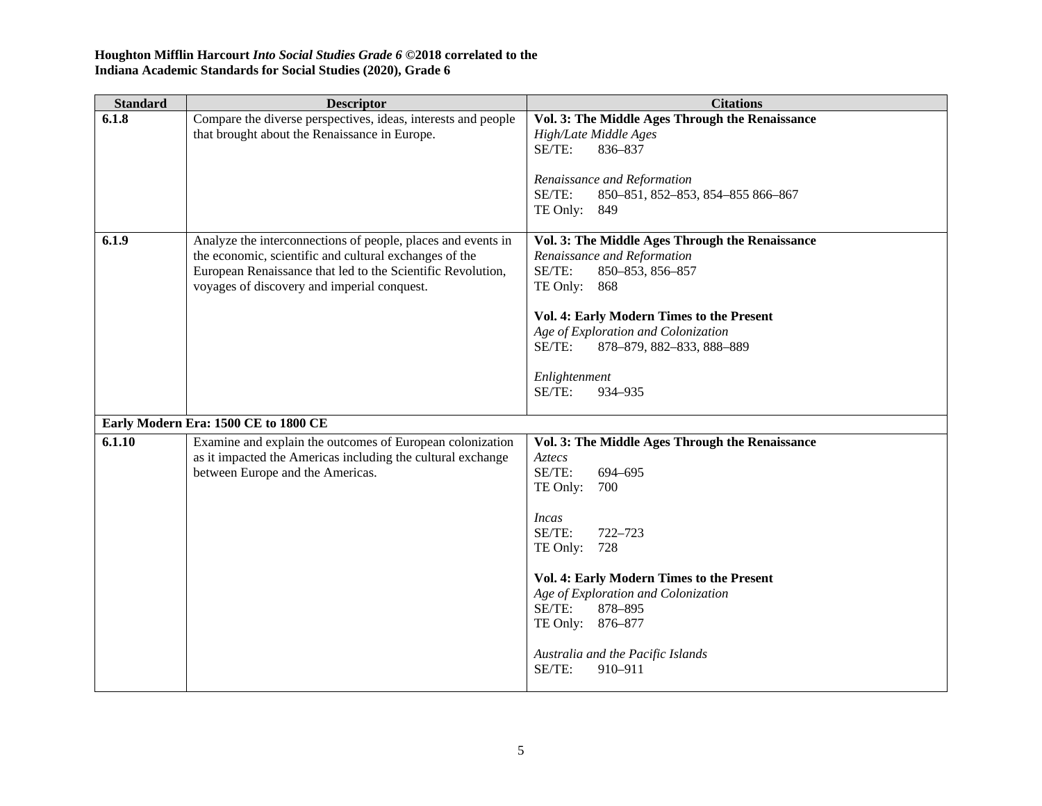**Houghton Mifflin Harcourt *Into Social Studies Grade 6* ©2018 correlated to the**
**Indiana Academic Standards for Social Studies (2020), Grade 6**

| Standard | Descriptor | Citations |
|---|---|---|
| **6.1.8** | Compare the diverse perspectives, ideas, interests and people that brought about the Renaissance in Europe. | **Vol. 3: The Middle Ages Through the Renaissance**<br>*High/Late Middle Ages*<br>SE/TE: 836–837<br><br>*Renaissance and Reformation*<br>SE/TE: 850–851, 852–853, 854–855 866–867<br>TE Only: 849 |
| **6.1.9** | Analyze the interconnections of people, places and events in the economic, scientific and cultural exchanges of the European Renaissance that led to the Scientific Revolution, voyages of discovery and imperial conquest. | **Vol. 3: The Middle Ages Through the Renaissance**<br>*Renaissance and Reformation*<br>SE/TE: 850–853, 856–857<br>TE Only: 868<br><br>**Vol. 4: Early Modern Times to the Present**<br>*Age of Exploration and Colonization*<br>SE/TE: 878–879, 882–833, 888–889<br><br>*Enlightenment*<br>SE/TE: 934–935 |
| **Early Modern Era: 1500 CE to 1800 CE** | | |
| **6.1.10** | Examine and explain the outcomes of European colonization as it impacted the Americas including the cultural exchange between Europe and the Americas. | **Vol. 3: The Middle Ages Through the Renaissance**<br>*Aztecs*<br>SE/TE: 694–695<br>TE Only: 700<br><br>*Incas*<br>SE/TE: 722–723<br>TE Only: 728<br><br>**Vol. 4: Early Modern Times to the Present**<br>*Age of Exploration and Colonization*<br>SE/TE: 878–895<br>TE Only: 876–877<br><br>*Australia and the Pacific Islands*<br>SE/TE: 910–911 |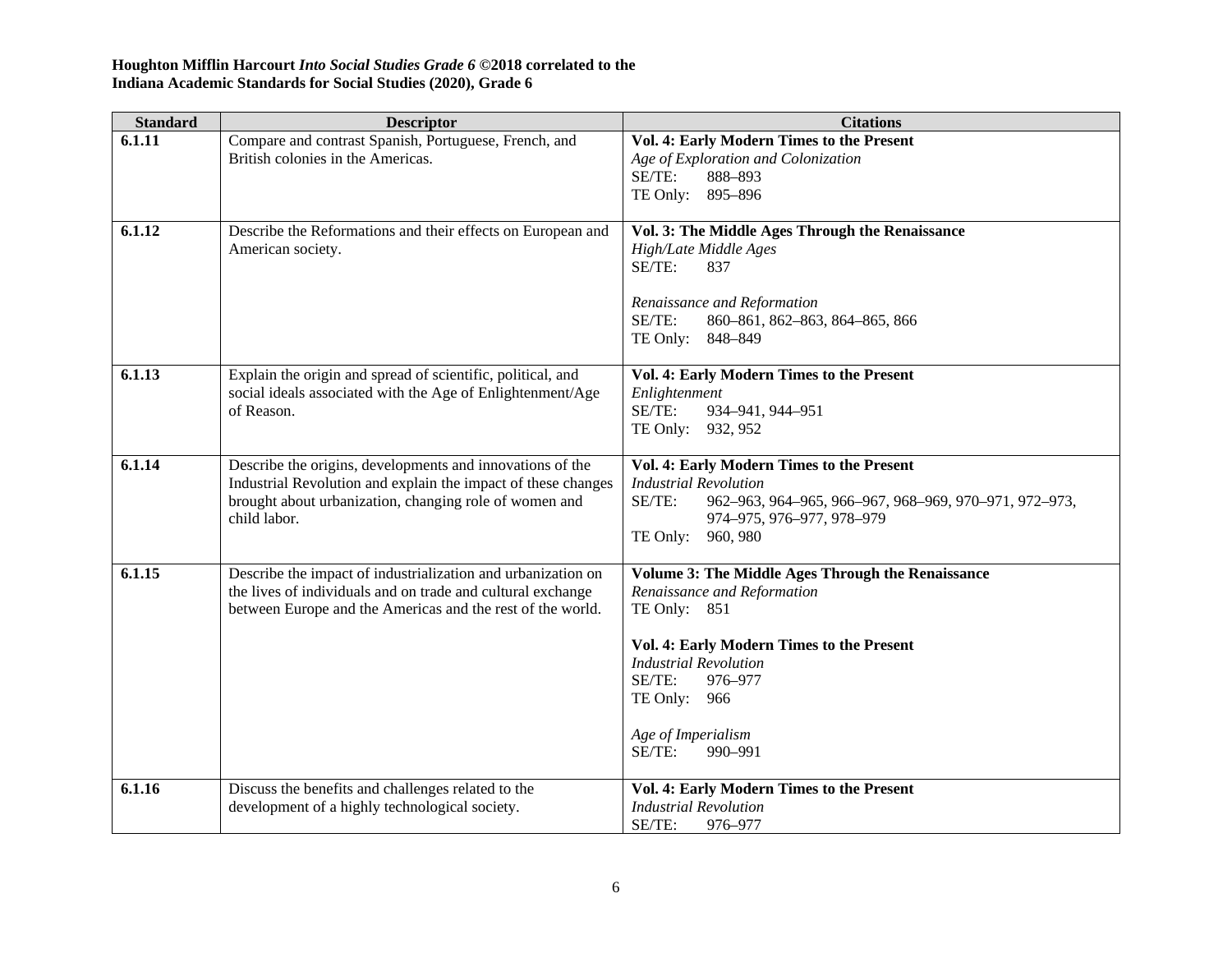**Houghton Mifflin Harcourt *Into Social Studies Grade 6* ©2018 correlated to the Indiana Academic Standards for Social Studies (2020), Grade 6**

| Standard | Descriptor | Citations |
|---|---|---|
| **6.1.11** | Compare and contrast Spanish, Portuguese, French, and British colonies in the Americas. | **Vol. 4: Early Modern Times to the Present**<br>*Age of Exploration and Colonization*<br>SE/TE: 888–893<br>TE Only: 895–896 |
| **6.1.12** | Describe the Reformations and their effects on European and American society. | **Vol. 3: The Middle Ages Through the Renaissance**<br>*High/Late Middle Ages*<br>SE/TE: 837<br><br>*Renaissance and Reformation*<br>SE/TE: 860–861, 862–863, 864–865, 866<br>TE Only: 848–849 |
| **6.1.13** | Explain the origin and spread of scientific, political, and social ideals associated with the Age of Enlightenment/Age of Reason. | **Vol. 4: Early Modern Times to the Present**<br>*Enlightenment*<br>SE/TE: 934–941, 944–951<br>TE Only: 932, 952 |
| **6.1.14** | Describe the origins, developments and innovations of the Industrial Revolution and explain the impact of these changes brought about urbanization, changing role of women and child labor. | **Vol. 4: Early Modern Times to the Present**<br>*Industrial Revolution*<br>SE/TE: 962–963, 964–965, 966–967, 968–969, 970–971, 972–973, 974–975, 976–977, 978–979<br>TE Only: 960, 980 |
| **6.1.15** | Describe the impact of industrialization and urbanization on the lives of individuals and on trade and cultural exchange between Europe and the Americas and the rest of the world. | **Volume 3: The Middle Ages Through the Renaissance**<br>*Renaissance and Reformation*<br>TE Only: 851<br><br>**Vol. 4: Early Modern Times to the Present**<br>*Industrial Revolution*<br>SE/TE: 976–977<br>TE Only: 966<br><br>*Age of Imperialism*<br>SE/TE: 990–991 |
| **6.1.16** | Discuss the benefits and challenges related to the development of a highly technological society. | **Vol. 4: Early Modern Times to the Present**<br>*Industrial Revolution*<br>SE/TE: 976–977 |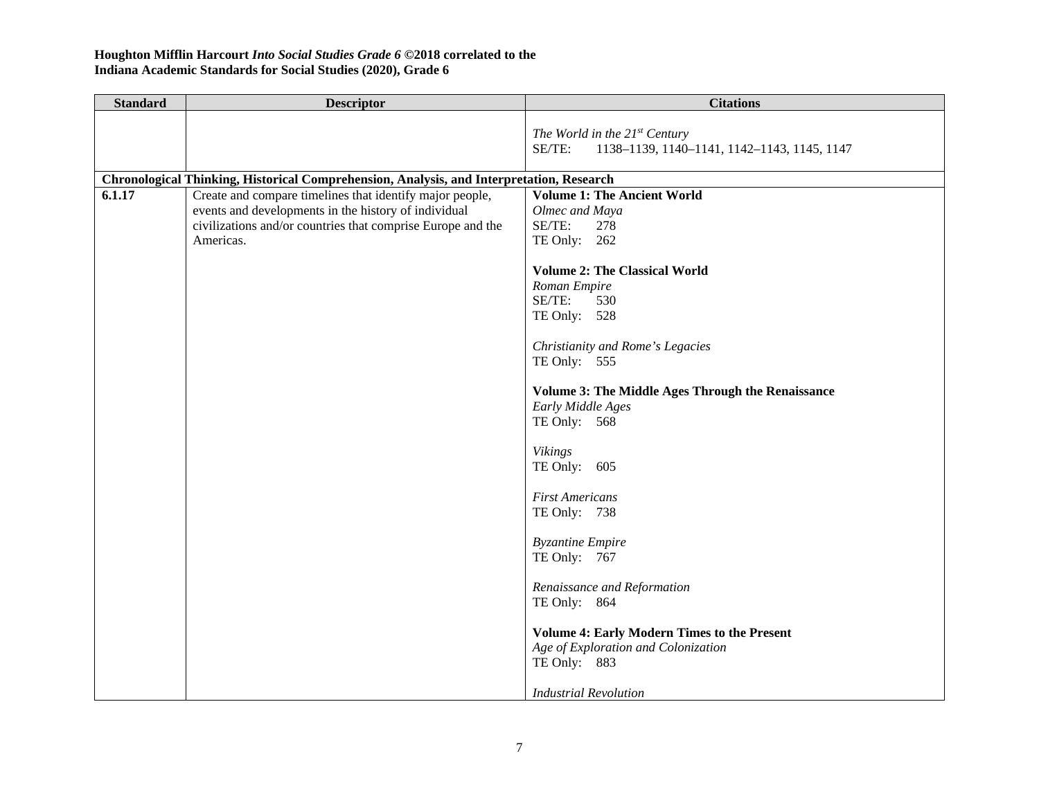**Houghton Mifflin Harcourt *Into Social Studies Grade 6* ©2018 correlated to the Indiana Academic Standards for Social Studies (2020), Grade 6**

| Standard | Descriptor | Citations |
|---|---|---|
| | | *The World in the 21st Century*<br>SE/TE: 1138–1139, 1140–1141, 1142–1143, 1145, 1147 |
| **Chronological Thinking, Historical Comprehension, Analysis, and Interpretation, Research** | | |
| **6.1.17** | Create and compare timelines that identify major people, events and developments in the history of individual civilizations and/or countries that comprise Europe and the Americas. | **Volume 1: The Ancient World**<br>*Olmec and Maya*<br>SE/TE: 278<br>TE Only: 262<br><br>**Volume 2: The Classical World**<br>*Roman Empire*<br>SE/TE: 530<br>TE Only: 528<br><br>*Christianity and Rome's Legacies*<br>TE Only: 555<br><br>**Volume 3: The Middle Ages Through the Renaissance**<br>*Early Middle Ages*<br>TE Only: 568<br><br>*Vikings*<br>TE Only: 605<br><br>*First Americans*<br>TE Only: 738<br><br>*Byzantine Empire*<br>TE Only: 767<br><br>*Renaissance and Reformation*<br>TE Only: 864<br><br>**Volume 4: Early Modern Times to the Present**<br>*Age of Exploration and Colonization*<br>TE Only: 883<br><br>*Industrial Revolution* |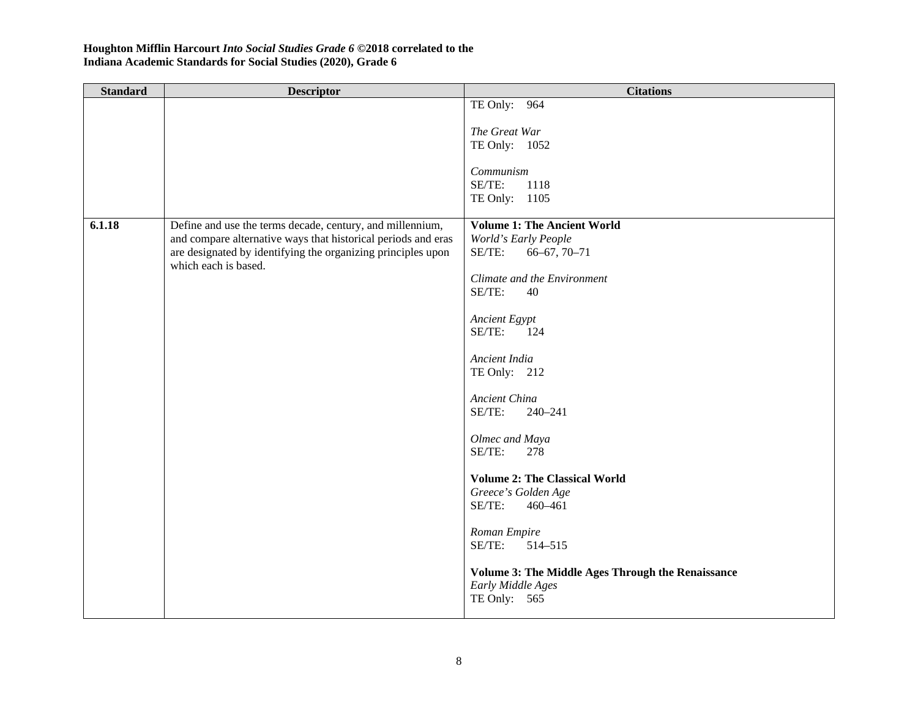**Houghton Mifflin Harcourt *Into Social Studies Grade 6* ©2018 correlated to the Indiana Academic Standards for Social Studies (2020), Grade 6**

| Standard | Descriptor | Citations |
|---|---|---|
| | | TE Only: 964<br><br>*The Great War*<br>TE Only: 1052<br><br>*Communism*<br>SE/TE: 1118<br>TE Only: 1105 |
| **6.1.18** | Define and use the terms decade, century, and millennium, and compare alternative ways that historical periods and eras are designated by identifying the organizing principles upon which each is based. | **Volume 1: The Ancient World**<br>*World's Early People*<br>SE/TE: 66–67, 70–71<br><br>*Climate and the Environment*<br>SE/TE: 40<br><br>*Ancient Egypt*<br>SE/TE: 124<br><br>*Ancient India*<br>TE Only: 212<br><br>*Ancient China*<br>SE/TE: 240–241<br><br>*Olmec and Maya*<br>SE/TE: 278<br><br>**Volume 2: The Classical World**<br>*Greece's Golden Age*<br>SE/TE: 460–461<br><br>*Roman Empire*<br>SE/TE: 514–515<br><br>**Volume 3: The Middle Ages Through the Renaissance**<br>*Early Middle Ages*<br>TE Only: 565 |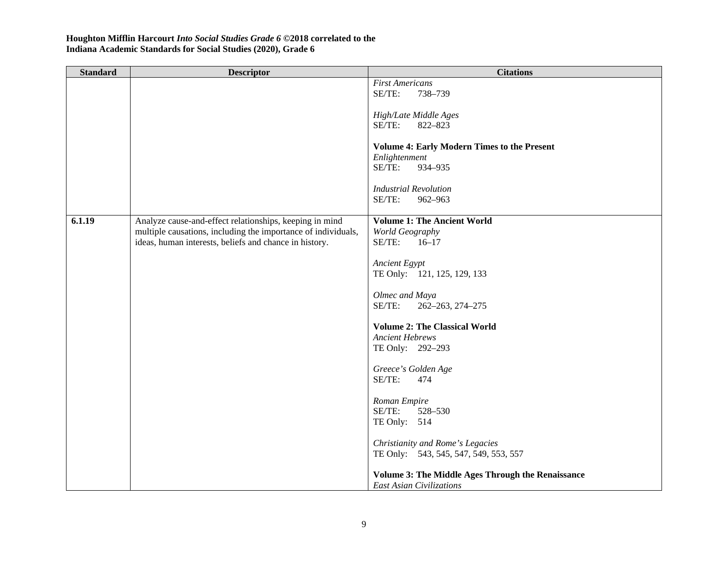**Houghton Mifflin Harcourt *Into Social Studies Grade 6* ©2018 correlated to the**
**Indiana Academic Standards for Social Studies (2020), Grade 6**

| Standard | Descriptor | Citations |
|---|---|---|
| | | *First Americans*<br>SE/TE: 738–739<br><br>*High/Late Middle Ages*<br>SE/TE: 822–823<br><br>**Volume 4: Early Modern Times to the Present**<br>*Enlightenment*<br>SE/TE: 934–935<br><br>*Industrial Revolution*<br>SE/TE: 962–963 |
| **6.1.19** | Analyze cause-and-effect relationships, keeping in mind multiple causations, including the importance of individuals, ideas, human interests, beliefs and chance in history. | **Volume 1: The Ancient World**<br>*World Geography*<br>SE/TE: 16–17<br><br>*Ancient Egypt*<br>TE Only: 121, 125, 129, 133<br><br>*Olmec and Maya*<br>SE/TE: 262–263, 274–275<br><br>**Volume 2: The Classical World**<br>*Ancient Hebrews*<br>TE Only: 292–293<br><br>*Greece's Golden Age*<br>SE/TE: 474<br><br>*Roman Empire*<br>SE/TE: 528–530<br>TE Only: 514<br><br>*Christianity and Rome's Legacies*<br>TE Only: 543, 545, 547, 549, 553, 557<br><br>**Volume 3: The Middle Ages Through the Renaissance**<br>*East Asian Civilizations* |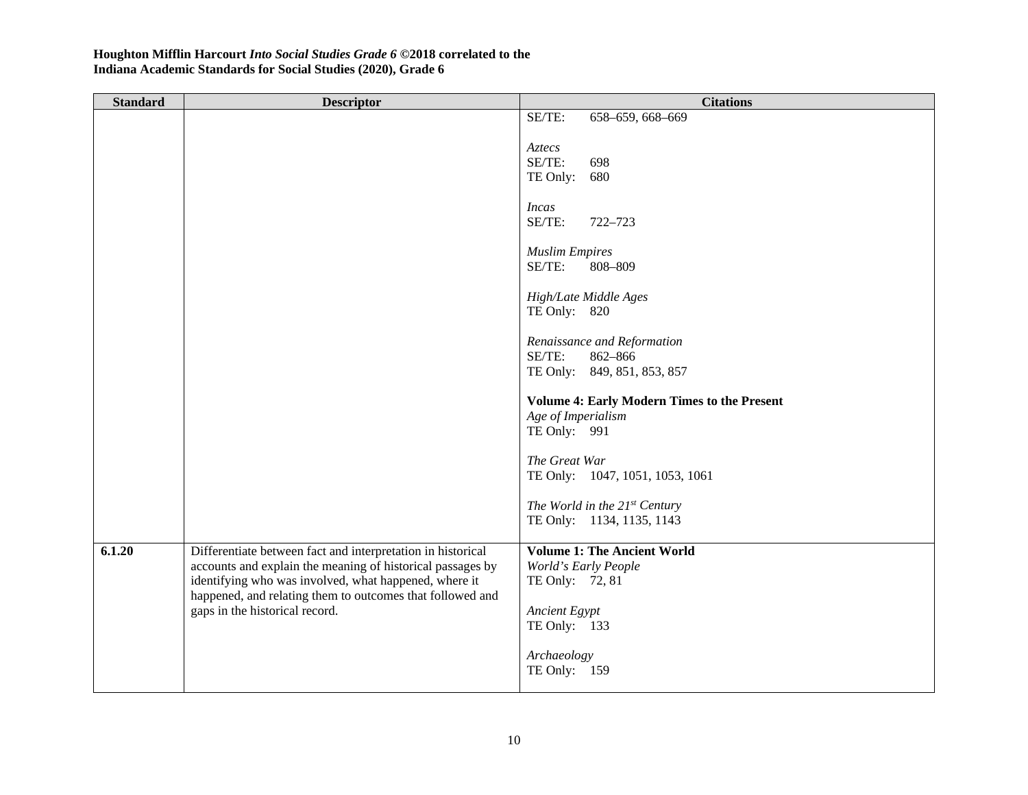**Houghton Mifflin Harcourt *Into Social Studies Grade 6* ©2018 correlated to the Indiana Academic Standards for Social Studies (2020), Grade 6**

| Standard | Descriptor | Citations |
|---|---|---|
| | | SE/TE: 658–659, 668–669<br><br>*Aztecs*<br>SE/TE: 698<br>TE Only: 680<br><br>*Incas*<br>SE/TE: 722–723<br><br>*Muslim Empires*<br>SE/TE: 808–809<br><br>*High/Late Middle Ages*<br>TE Only: 820<br><br>*Renaissance and Reformation*<br>SE/TE: 862–866<br>TE Only: 849, 851, 853, 857<br><br>**Volume 4: Early Modern Times to the Present**<br>*Age of Imperialism*<br>TE Only: 991<br><br>*The Great War*<br>TE Only: 1047, 1051, 1053, 1061<br><br>*The World in the 21st Century*<br>TE Only: 1134, 1135, 1143 |
| **6.1.20** | Differentiate between fact and interpretation in historical accounts and explain the meaning of historical passages by identifying who was involved, what happened, where it happened, and relating them to outcomes that followed and gaps in the historical record. | **Volume 1: The Ancient World**<br>*World's Early People*<br>TE Only: 72, 81<br><br>*Ancient Egypt*<br>TE Only: 133<br><br>*Archaeology*<br>TE Only: 159 |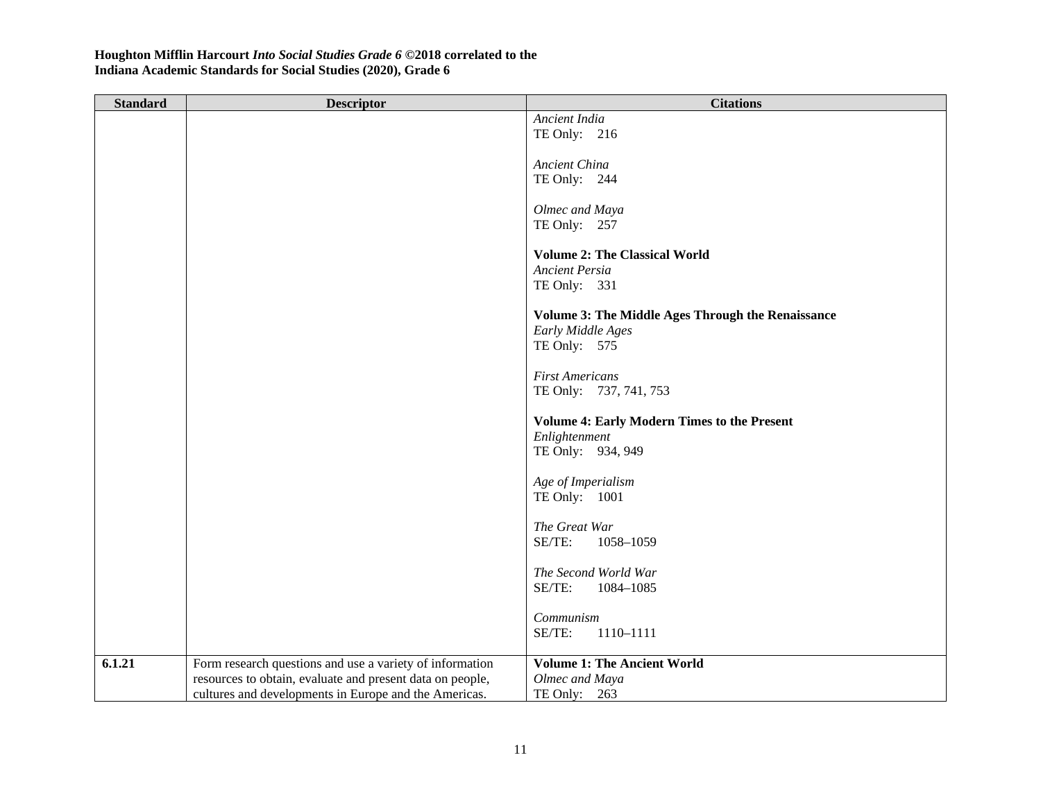**Houghton Mifflin Harcourt *Into Social Studies Grade 6* ©2018 correlated to the Indiana Academic Standards for Social Studies (2020), Grade 6**

| Standard | Descriptor | Citations |
|---|---|---|
| | | *Ancient India*<br>TE Only: 216<br><br>*Ancient China*<br>TE Only: 244<br><br>*Olmec and Maya*<br>TE Only: 257<br><br>**Volume 2: The Classical World**<br>*Ancient Persia*<br>TE Only: 331<br><br>**Volume 3: The Middle Ages Through the Renaissance**<br>*Early Middle Ages*<br>TE Only: 575<br><br>*First Americans*<br>TE Only: 737, 741, 753<br><br>**Volume 4: Early Modern Times to the Present**<br>*Enlightenment*<br>TE Only: 934, 949<br><br>*Age of Imperialism*<br>TE Only: 1001<br><br>*The Great War*<br>SE/TE: 1058–1059<br><br>*The Second World War*<br>SE/TE: 1084–1085<br><br>*Communism*<br>SE/TE: 1110–1111 |
| **6.1.21** | Form research questions and use a variety of information resources to obtain, evaluate and present data on people, cultures and developments in Europe and the Americas. | **Volume 1: The Ancient World**<br>*Olmec and Maya*<br>TE Only: 263 |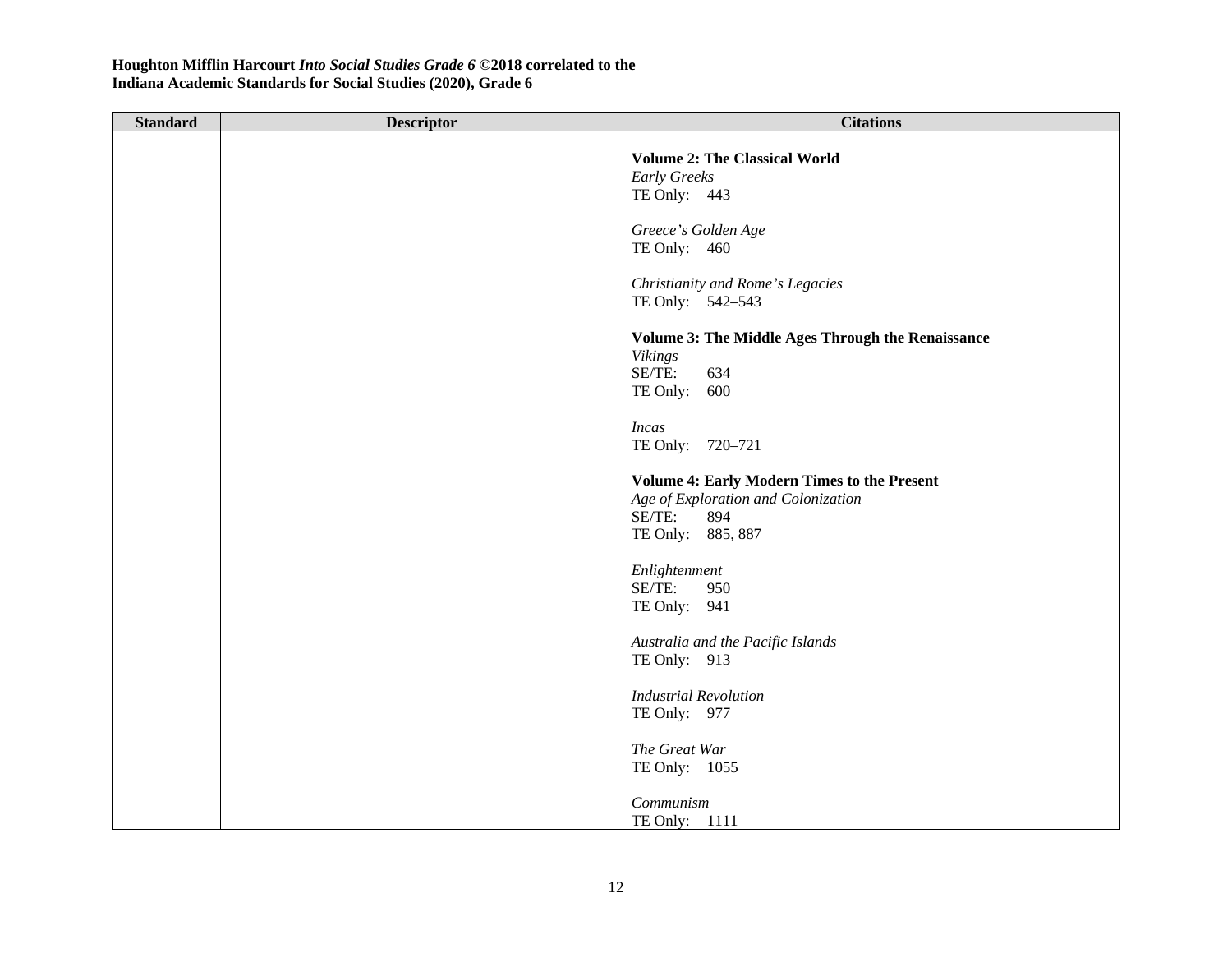Houghton Mifflin Harcourt *Into Social Studies Grade 6* ©2018 correlated to the Indiana Academic Standards for Social Studies (2020), Grade 6

| Standard | Descriptor | Citations |
|---|---|---|
| | | **Volume 2: The Classical World**<br>*Early Greeks*<br>TE Only: 443<br><br>*Greece's Golden Age*<br>TE Only: 460<br><br>*Christianity and Rome's Legacies*<br>TE Only: 542–543<br><br>**Volume 3: The Middle Ages Through the Renaissance**<br>*Vikings*<br>SE/TE: 634<br>TE Only: 600<br><br>*Incas*<br>TE Only: 720–721<br><br>**Volume 4: Early Modern Times to the Present**<br>*Age of Exploration and Colonization*<br>SE/TE: 894<br>TE Only: 885, 887<br><br>*Enlightenment*<br>SE/TE: 950<br>TE Only: 941<br><br>*Australia and the Pacific Islands*<br>TE Only: 913<br><br>*Industrial Revolution*<br>TE Only: 977<br><br>*The Great War*<br>TE Only: 1055<br><br>*Communism*<br>TE Only: 1111 |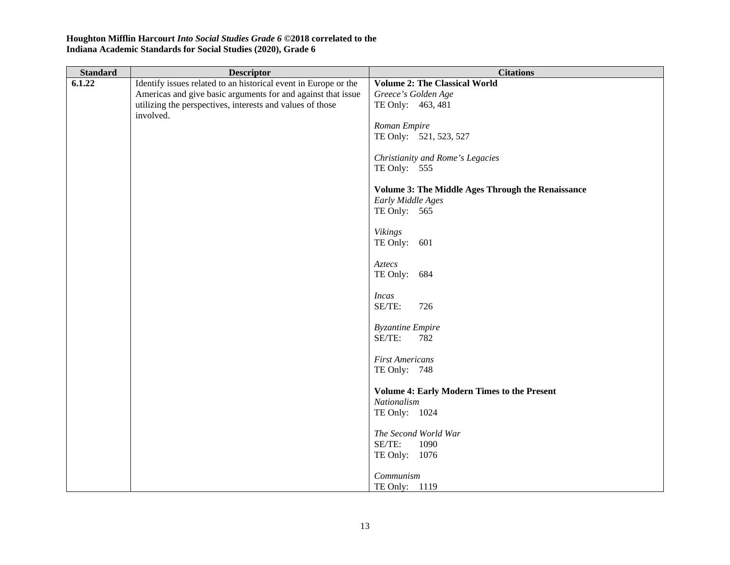**Houghton Mifflin Harcourt *Into Social Studies Grade 6* ©2018 correlated to the**
**Indiana Academic Standards for Social Studies (2020), Grade 6**

| Standard | Descriptor | Citations |
|---|---|---|
| **6.1.22** | Identify issues related to an historical event in Europe or the Americas and give basic arguments for and against that issue utilizing the perspectives, interests and values of those involved. | **Volume 2: The Classical World**<br>*Greece's Golden Age*<br>TE Only: 463, 481<br><br>*Roman Empire*<br>TE Only: 521, 523, 527<br><br>*Christianity and Rome's Legacies*<br>TE Only: 555<br><br>**Volume 3: The Middle Ages Through the Renaissance**<br>*Early Middle Ages*<br>TE Only: 565<br><br>*Vikings*<br>TE Only: 601<br><br>*Aztecs*<br>TE Only: 684<br><br>*Incas*<br>SE/TE: 726<br><br>*Byzantine Empire*<br>SE/TE: 782<br><br>*First Americans*<br>TE Only: 748<br><br>**Volume 4: Early Modern Times to the Present**<br>*Nationalism*<br>TE Only: 1024<br><br>*The Second World War*<br>SE/TE: 1090<br>TE Only: 1076<br><br>*Communism*<br>TE Only: 1119 |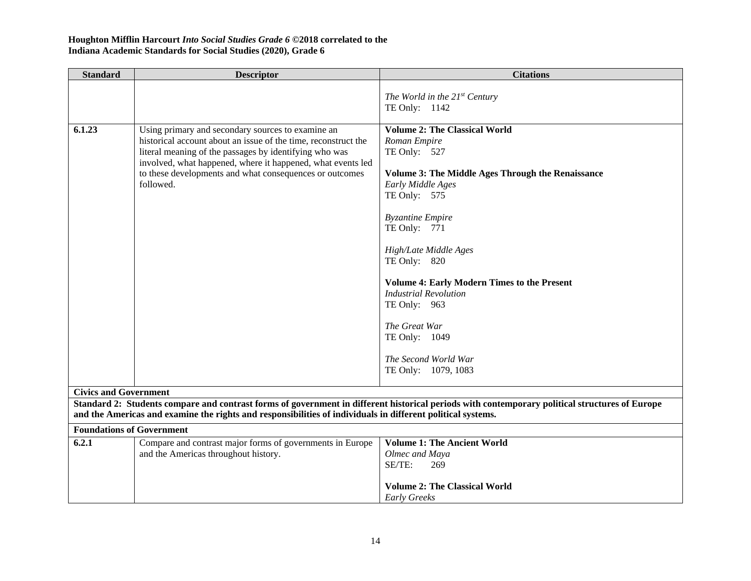**Houghton Mifflin Harcourt *Into Social Studies Grade 6* ©2018 correlated to the Indiana Academic Standards for Social Studies (2020), Grade 6**

| Standard | Descriptor | Citations |
|---|---|---|
| | | *The World in the 21st Century*<br>TE Only: 1142 |
| **6.1.23** | Using primary and secondary sources to examine an historical account about an issue of the time, reconstruct the literal meaning of the passages by identifying who was involved, what happened, where it happened, what events led to these developments and what consequences or outcomes followed. | **Volume 2: The Classical World**<br>*Roman Empire*<br>TE Only: 527<br><br>**Volume 3: The Middle Ages Through the Renaissance**<br>*Early Middle Ages*<br>TE Only: 575<br><br>*Byzantine Empire*<br>TE Only: 771<br><br>*High/Late Middle Ages*<br>TE Only: 820<br><br>**Volume 4: Early Modern Times to the Present**<br>*Industrial Revolution*<br>TE Only: 963<br><br>*The Great War*<br>TE Only: 1049<br><br>*The Second World War*<br>TE Only: 1079, 1083 |
| **Civics and Government** | | |
| **Standard 2: Students compare and contrast forms of government in different historical periods with contemporary political structures of Europe and the Americas and examine the rights and responsibilities of individuals in different political systems.** | | |
| **Foundations of Government** | | |
| **6.2.1** | Compare and contrast major forms of governments in Europe and the Americas throughout history. | **Volume 1: The Ancient World**<br>*Olmec and Maya*<br>SE/TE: 269<br><br>**Volume 2: The Classical World**<br>*Early Greeks* |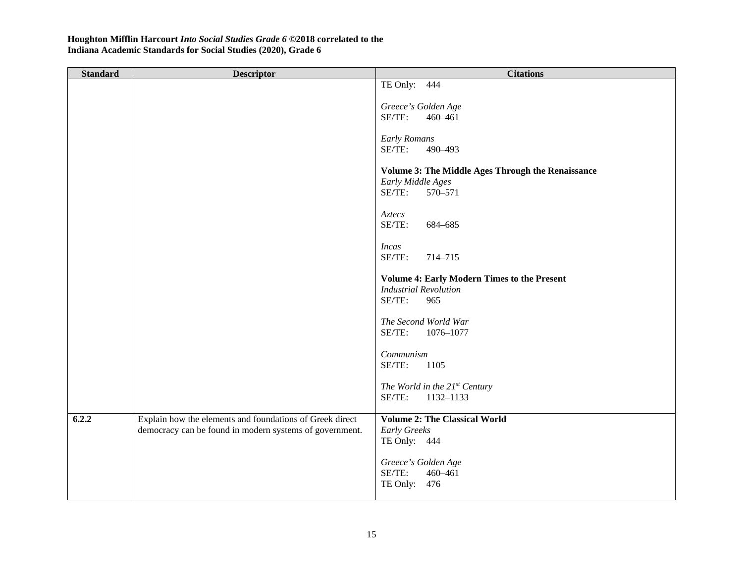**Houghton Mifflin Harcourt *Into Social Studies Grade 6* ©2018 correlated to the Indiana Academic Standards for Social Studies (2020), Grade 6**

| Standard | Descriptor | Citations |
|---|---|---|
| | | TE Only: 444<br><br>*Greece's Golden Age*<br>SE/TE: 460–461<br><br>*Early Romans*<br>SE/TE: 490–493<br><br>**Volume 3: The Middle Ages Through the Renaissance**<br>*Early Middle Ages*<br>SE/TE: 570–571<br><br>*Aztecs*<br>SE/TE: 684–685<br><br>*Incas*<br>SE/TE: 714–715<br><br>**Volume 4: Early Modern Times to the Present**<br>*Industrial Revolution*<br>SE/TE: 965<br><br>*The Second World War*<br>SE/TE: 1076–1077<br><br>*Communism*<br>SE/TE: 1105<br><br>*The World in the 21st Century*<br>SE/TE: 1132–1133 |
| **6.2.2** | Explain how the elements and foundations of Greek direct democracy can be found in modern systems of government. | **Volume 2: The Classical World**<br>*Early Greeks*<br>TE Only: 444<br><br>*Greece's Golden Age*<br>SE/TE: 460–461<br>TE Only: 476 |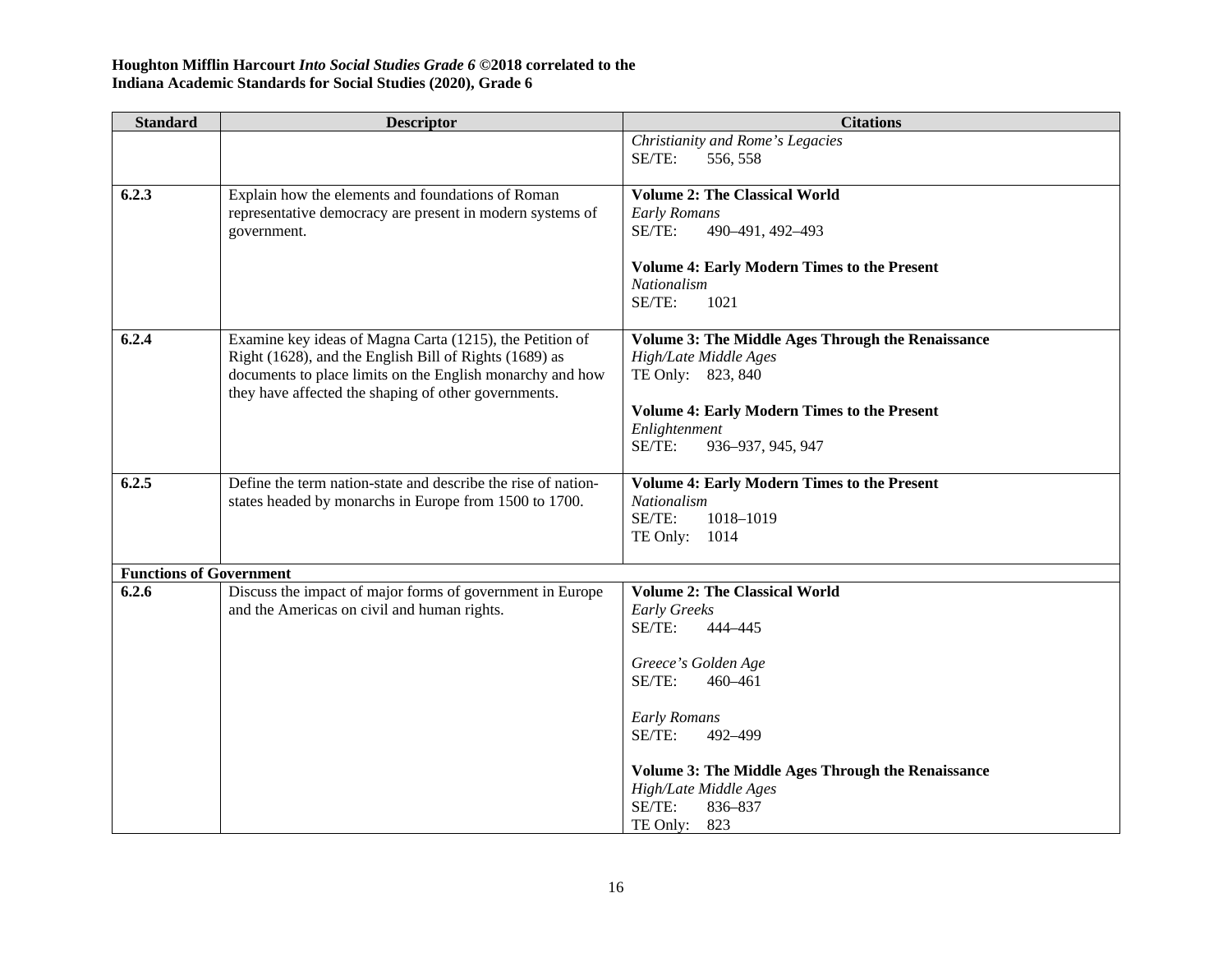**Houghton Mifflin Harcourt *Into Social Studies Grade 6* ©2018 correlated to the**
**Indiana Academic Standards for Social Studies (2020), Grade 6**

| Standard | Descriptor | Citations |
|---|---|---|
| | | *Christianity and Rome's Legacies*<br>SE/TE: 556, 558 |
| **6.2.3** | Explain how the elements and foundations of Roman representative democracy are present in modern systems of government. | **Volume 2: The Classical World**<br>*Early Romans*<br>SE/TE: 490–491, 492–493<br><br>**Volume 4: Early Modern Times to the Present**<br>*Nationalism*<br>SE/TE: 1021 |
| **6.2.4** | Examine key ideas of Magna Carta (1215), the Petition of Right (1628), and the English Bill of Rights (1689) as documents to place limits on the English monarchy and how they have affected the shaping of other governments. | **Volume 3: The Middle Ages Through the Renaissance**<br>*High/Late Middle Ages*<br>TE Only: 823, 840<br><br>**Volume 4: Early Modern Times to the Present**<br>*Enlightenment*<br>SE/TE: 936–937, 945, 947 |
| **6.2.5** | Define the term nation-state and describe the rise of nation-states headed by monarchs in Europe from 1500 to 1700. | **Volume 4: Early Modern Times to the Present**<br>*Nationalism*<br>SE/TE: 1018–1019<br>TE Only: 1014 |
| **Functions of Government** | | |
| **6.2.6** | Discuss the impact of major forms of government in Europe and the Americas on civil and human rights. | **Volume 2: The Classical World**<br>*Early Greeks*<br>SE/TE: 444–445<br><br>*Greece's Golden Age*<br>SE/TE: 460–461<br><br>*Early Romans*<br>SE/TE: 492–499<br><br>**Volume 3: The Middle Ages Through the Renaissance**<br>*High/Late Middle Ages*<br>SE/TE: 836–837<br>TE Only: 823 |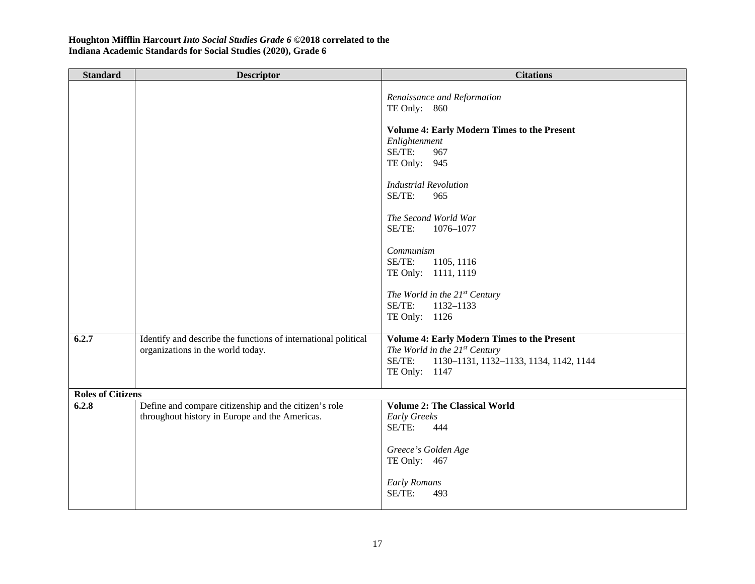**Houghton Mifflin Harcourt *Into Social Studies Grade 6* ©2018 correlated to the Indiana Academic Standards for Social Studies (2020), Grade 6**

| Standard | Descriptor | Citations |
|---|---|---|
| | | *Renaissance and Reformation*<br>TE Only: 860<br><br>**Volume 4: Early Modern Times to the Present**<br>*Enlightenment*<br>SE/TE: 967<br>TE Only: 945<br><br>*Industrial Revolution*<br>SE/TE: 965<br><br>*The Second World War*<br>SE/TE: 1076–1077<br><br>*Communism*<br>SE/TE: 1105, 1116<br>TE Only: 1111, 1119<br><br>*The World in the 21st Century*<br>SE/TE: 1132–1133<br>TE Only: 1126 |
| **6.2.7** | Identify and describe the functions of international political organizations in the world today. | **Volume 4: Early Modern Times to the Present**<br>*The World in the 21st Century*<br>SE/TE: 1130–1131, 1132–1133, 1134, 1142, 1144<br>TE Only: 1147 |
| **Roles of Citizens** | | |
| **6.2.8** | Define and compare citizenship and the citizen's role throughout history in Europe and the Americas. | **Volume 2: The Classical World**<br>*Early Greeks*<br>SE/TE: 444<br><br>*Greece's Golden Age*<br>TE Only: 467<br><br>*Early Romans*<br>SE/TE: 493 |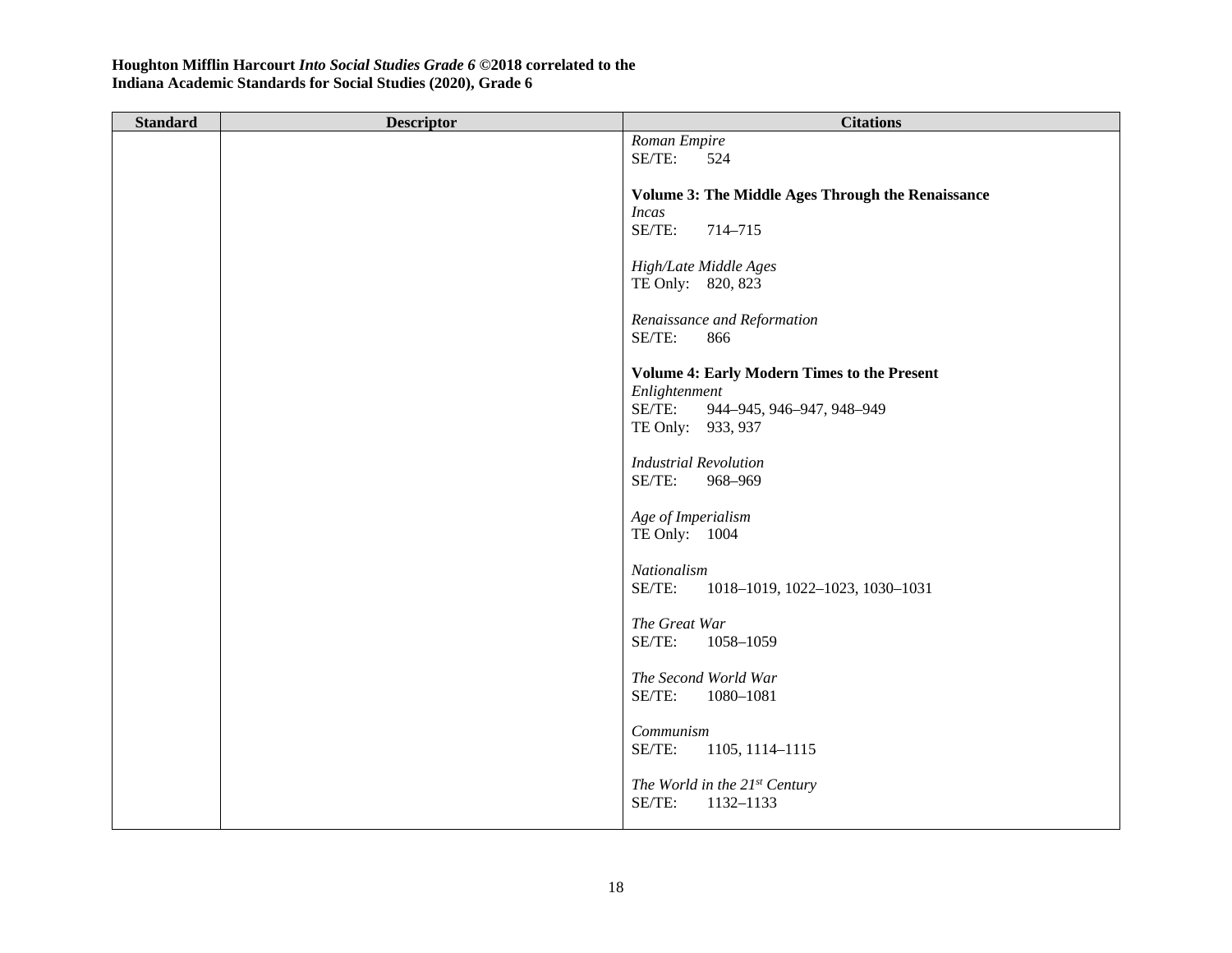**Houghton Mifflin Harcourt *Into Social Studies Grade 6* ©2018 correlated to the Indiana Academic Standards for Social Studies (2020), Grade 6**

| Standard | Descriptor | Citations |
|---|---|---|
| | | *Roman Empire*<br>SE/TE: 524<br><br>**Volume 3: The Middle Ages Through the Renaissance**<br>*Incas*<br>SE/TE: 714–715<br><br>*High/Late Middle Ages*<br>TE Only: 820, 823<br><br>*Renaissance and Reformation*<br>SE/TE: 866<br><br>**Volume 4: Early Modern Times to the Present**<br>*Enlightenment*<br>SE/TE: 944–945, 946–947, 948–949<br>TE Only: 933, 937<br><br>*Industrial Revolution*<br>SE/TE: 968–969<br><br>*Age of Imperialism*<br>TE Only: 1004<br><br>*Nationalism*<br>SE/TE: 1018–1019, 1022–1023, 1030–1031<br><br>*The Great War*<br>SE/TE: 1058–1059<br><br>*The Second World War*<br>SE/TE: 1080–1081<br><br>*Communism*<br>SE/TE: 1105, 1114–1115<br><br>*The World in the 21st Century*<br>SE/TE: 1132–1133 |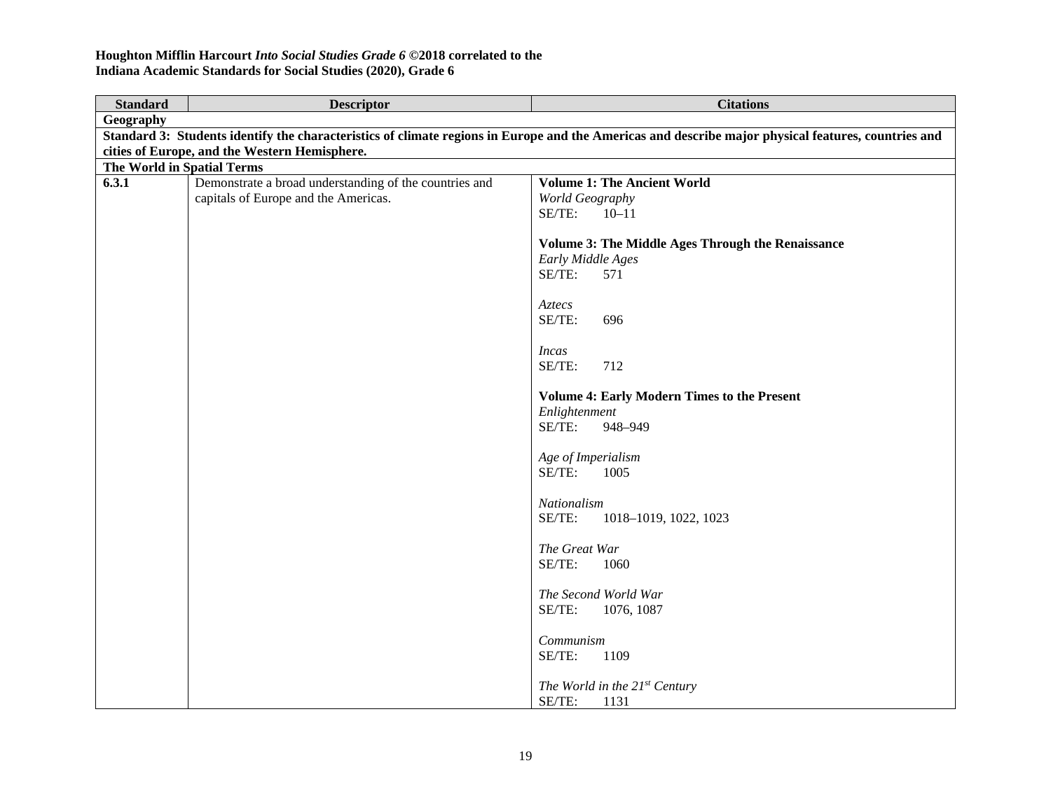**Houghton Mifflin Harcourt *Into Social Studies Grade 6* ©2018 correlated to the**
**Indiana Academic Standards for Social Studies (2020), Grade 6**

| Standard | Descriptor | Citations |
|---|---|---|
| **Geography** | | |
| **Standard 3: Students identify the characteristics of climate regions in Europe and the Americas and describe major physical features, countries and cities of Europe, and the Western Hemisphere.** | | |
| **The World in Spatial Terms** | | |
| **6.3.1** | Demonstrate a broad understanding of the countries and capitals of Europe and the Americas. | **Volume 1: The Ancient World**<br>*World Geography*<br>SE/TE: 10–11<br><br>**Volume 3: The Middle Ages Through the Renaissance**<br>*Early Middle Ages*<br>SE/TE: 571<br><br>*Aztecs*<br>SE/TE: 696<br><br>*Incas*<br>SE/TE: 712<br><br>**Volume 4: Early Modern Times to the Present**<br>*Enlightenment*<br>SE/TE: 948–949<br><br>*Age of Imperialism*<br>SE/TE: 1005<br><br>*Nationalism*<br>SE/TE: 1018–1019, 1022, 1023<br><br>*The Great War*<br>SE/TE: 1060<br><br>*The Second World War*<br>SE/TE: 1076, 1087<br><br>*Communism*<br>SE/TE: 1109<br><br>*The World in the 21st Century*<br>SE/TE: 1131 |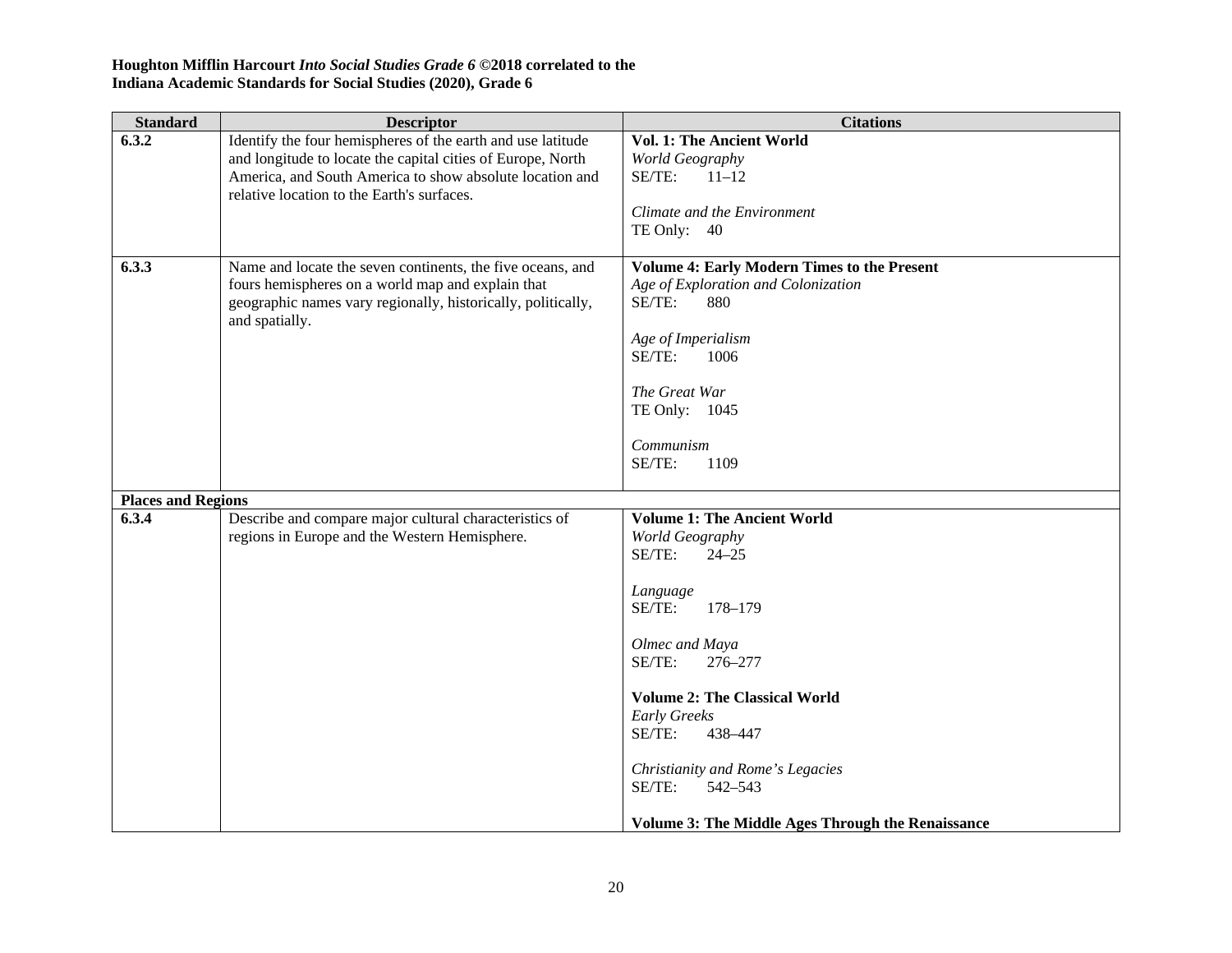**Houghton Mifflin Harcourt *Into Social Studies Grade 6* ©2018 correlated to the Indiana Academic Standards for Social Studies (2020), Grade 6**

| Standard | Descriptor | Citations |
|---|---|---|
| **6.3.2** | Identify the four hemispheres of the earth and use latitude and longitude to locate the capital cities of Europe, North America, and South America to show absolute location and relative location to the Earth's surfaces. | **Vol. 1: The Ancient World**<br>*World Geography*<br>SE/TE: 11–12<br><br>*Climate and the Environment*<br>TE Only: 40 |
| **6.3.3** | Name and locate the seven continents, the five oceans, and fours hemispheres on a world map and explain that geographic names vary regionally, historically, politically, and spatially. | **Volume 4: Early Modern Times to the Present**<br>*Age of Exploration and Colonization*<br>SE/TE: 880<br><br>*Age of Imperialism*<br>SE/TE: 1006<br><br>*The Great War*<br>TE Only: 1045<br><br>*Communism*<br>SE/TE: 1109 |
| **Places and Regions** | | |
| **6.3.4** | Describe and compare major cultural characteristics of regions in Europe and the Western Hemisphere. | **Volume 1: The Ancient World**<br>*World Geography*<br>SE/TE: 24–25<br><br>*Language*<br>SE/TE: 178–179<br><br>*Olmec and Maya*<br>SE/TE: 276–277<br><br>**Volume 2: The Classical World**<br>*Early Greeks*<br>SE/TE: 438–447<br><br>*Christianity and Rome's Legacies*<br>SE/TE: 542–543<br><br>**Volume 3: The Middle Ages Through the Renaissance** |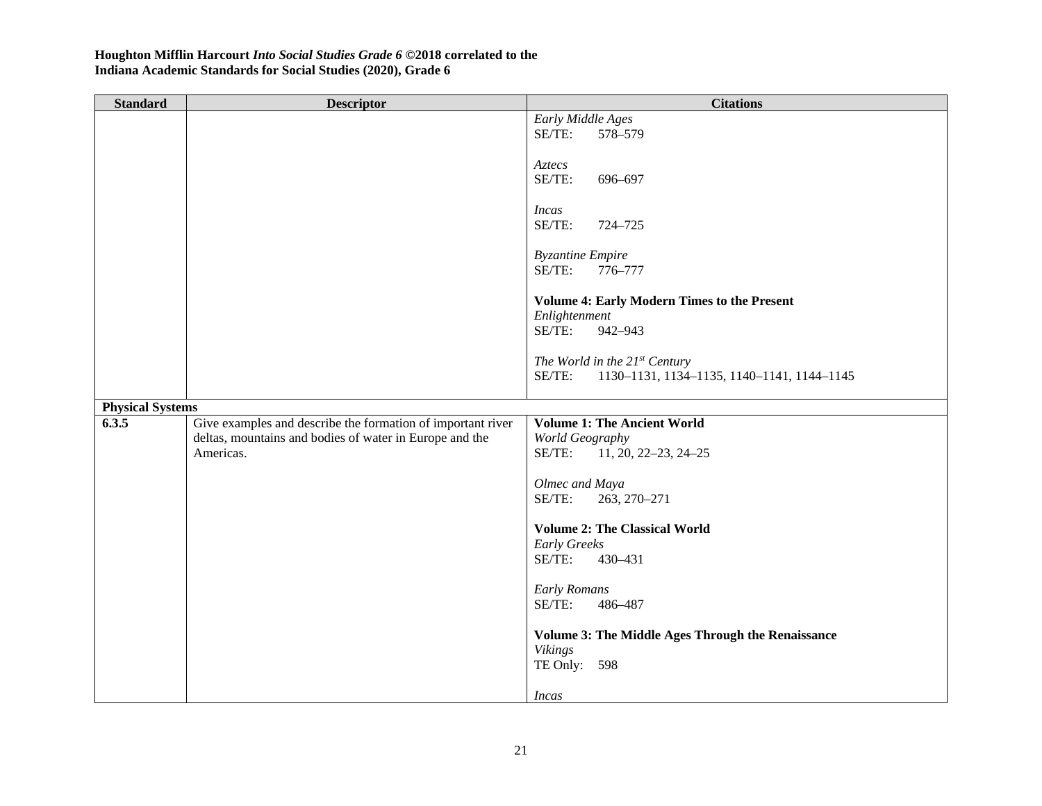**Houghton Mifflin Harcourt *Into Social Studies Grade 6* ©2018 correlated to the Indiana Academic Standards for Social Studies (2020), Grade 6**

| Standard | Descriptor | Citations |
|---|---|---|
| | | *Early Middle Ages*<br>SE/TE: 578–579<br><br>*Aztecs*<br>SE/TE: 696–697<br><br>*Incas*<br>SE/TE: 724–725<br><br>*Byzantine Empire*<br>SE/TE: 776–777<br><br>**Volume 4: Early Modern Times to the Present**<br>*Enlightenment*<br>SE/TE: 942–943<br><br>*The World in the 21st Century*<br>SE/TE: 1130–1131, 1134–1135, 1140–1141, 1144–1145 |
| **Physical Systems** | | |
| **6.3.5** | Give examples and describe the formation of important river deltas, mountains and bodies of water in Europe and the Americas. | **Volume 1: The Ancient World**<br>*World Geography*<br>SE/TE: 11, 20, 22–23, 24–25<br><br>*Olmec and Maya*<br>SE/TE: 263, 270–271<br><br>**Volume 2: The Classical World**<br>*Early Greeks*<br>SE/TE: 430–431<br><br>*Early Romans*<br>SE/TE: 486–487<br><br>**Volume 3: The Middle Ages Through the Renaissance**<br>*Vikings*<br>TE Only: 598<br><br>*Incas* |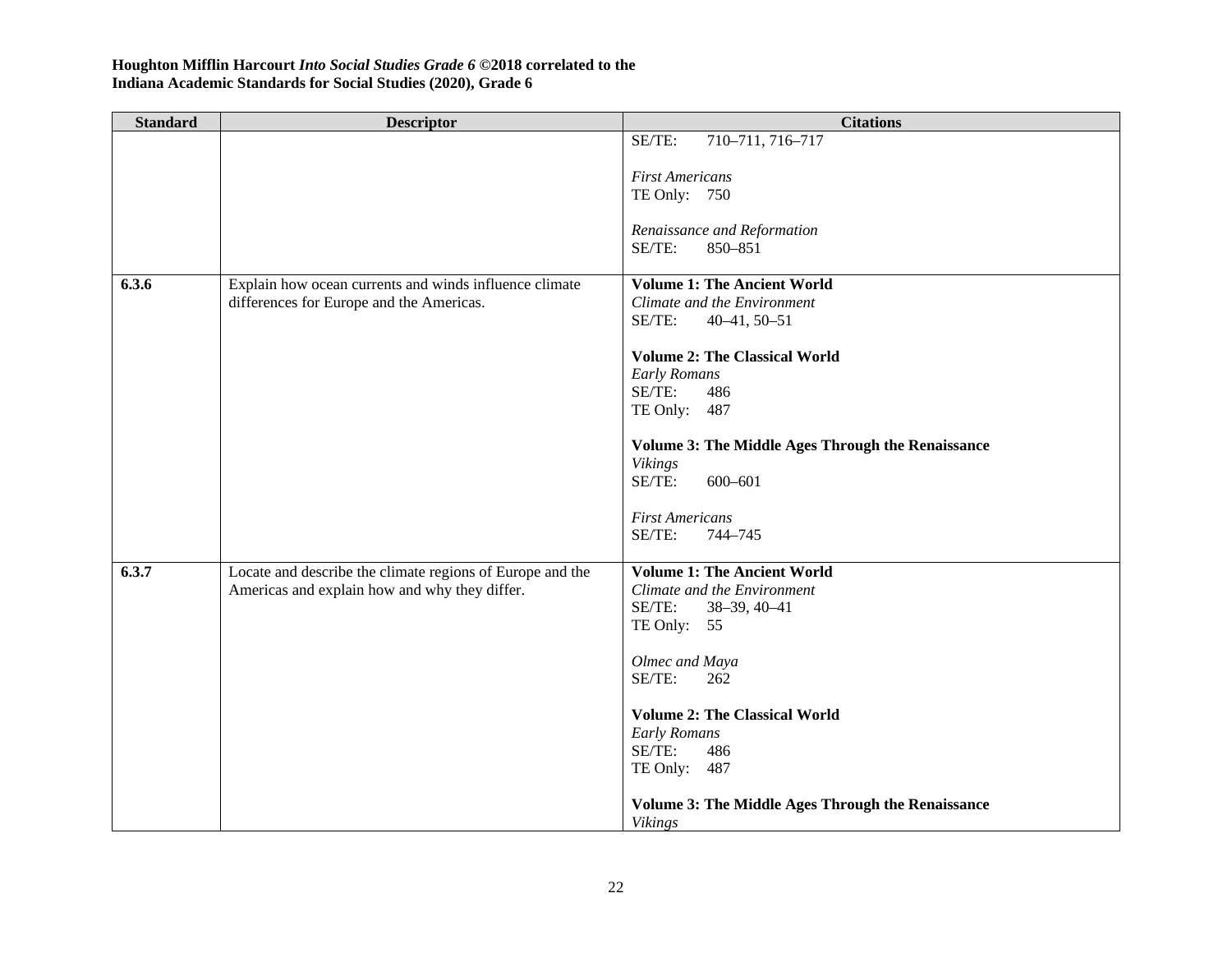**Houghton Mifflin Harcourt *Into Social Studies Grade 6* ©2018 correlated to the Indiana Academic Standards for Social Studies (2020), Grade 6**

| Standard | Descriptor | Citations |
|---|---|---|
| | | SE/TE: 710–711, 716–717<br><br>*First Americans*<br>TE Only: 750<br><br>*Renaissance and Reformation*<br>SE/TE: 850–851 |
| **6.3.6** | Explain how ocean currents and winds influence climate differences for Europe and the Americas. | **Volume 1: The Ancient World**<br>*Climate and the Environment*<br>SE/TE: 40–41, 50–51<br><br>**Volume 2: The Classical World**<br>*Early Romans*<br>SE/TE: 486<br>TE Only: 487<br><br>**Volume 3: The Middle Ages Through the Renaissance**<br>*Vikings*<br>SE/TE: 600–601<br><br>*First Americans*<br>SE/TE: 744–745 |
| **6.3.7** | Locate and describe the climate regions of Europe and the Americas and explain how and why they differ. | **Volume 1: The Ancient World**<br>*Climate and the Environment*<br>SE/TE: 38–39, 40–41<br>TE Only: 55<br><br>*Olmec and Maya*<br>SE/TE: 262<br><br>**Volume 2: The Classical World**<br>*Early Romans*<br>SE/TE: 486<br>TE Only: 487<br><br>**Volume 3: The Middle Ages Through the Renaissance**<br>*Vikings* |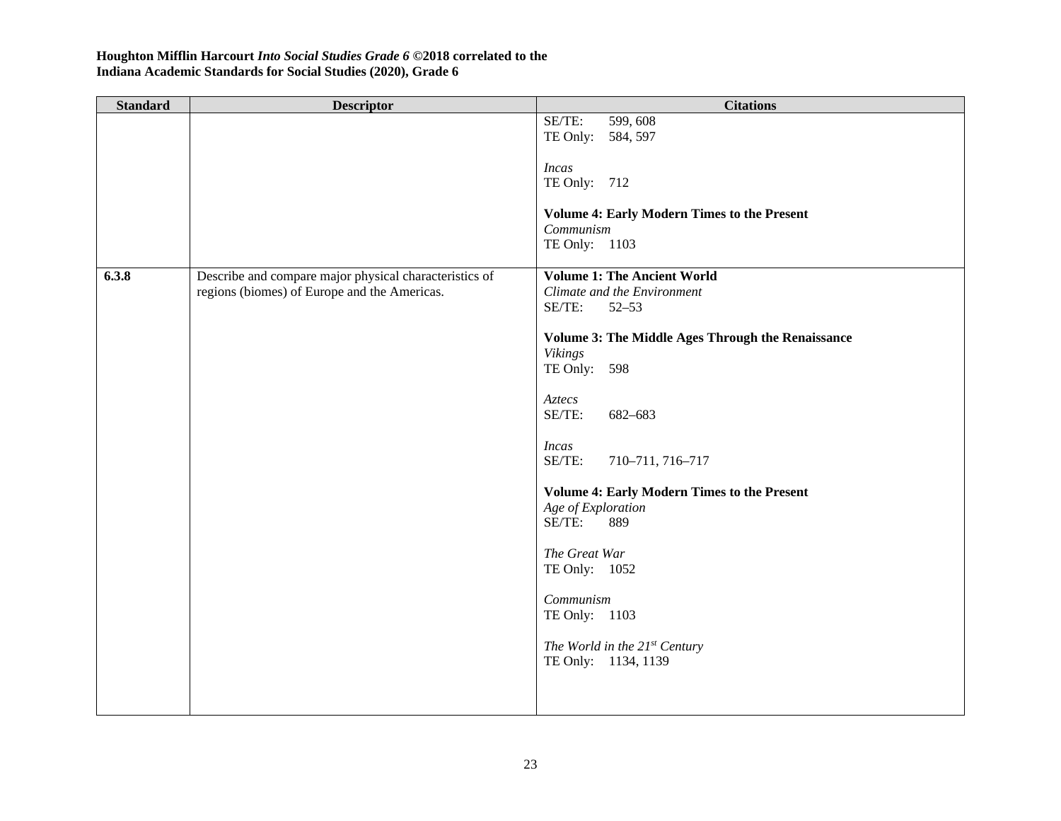**Houghton Mifflin Harcourt *Into Social Studies Grade 6* ©2018 correlated to the Indiana Academic Standards for Social Studies (2020), Grade 6**

| Standard | Descriptor | Citations |
|---|---|---|
| | | SE/TE: 599, 608<br>TE Only: 584, 597<br><br>*Incas*<br>TE Only: 712<br><br>**Volume 4: Early Modern Times to the Present**<br>*Communism*<br>TE Only: 1103 |
| **6.3.8** | Describe and compare major physical characteristics of regions (biomes) of Europe and the Americas. | **Volume 1: The Ancient World**<br>*Climate and the Environment*<br>SE/TE: 52–53<br><br>**Volume 3: The Middle Ages Through the Renaissance**<br>*Vikings*<br>TE Only: 598<br><br>*Aztecs*<br>SE/TE: 682–683<br><br>*Incas*<br>SE/TE: 710–711, 716–717<br><br>**Volume 4: Early Modern Times to the Present**<br>*Age of Exploration*<br>SE/TE: 889<br><br>*The Great War*<br>TE Only: 1052<br><br>*Communism*<br>TE Only: 1103<br><br>*The World in the 21st Century*<br>TE Only: 1134, 1139 |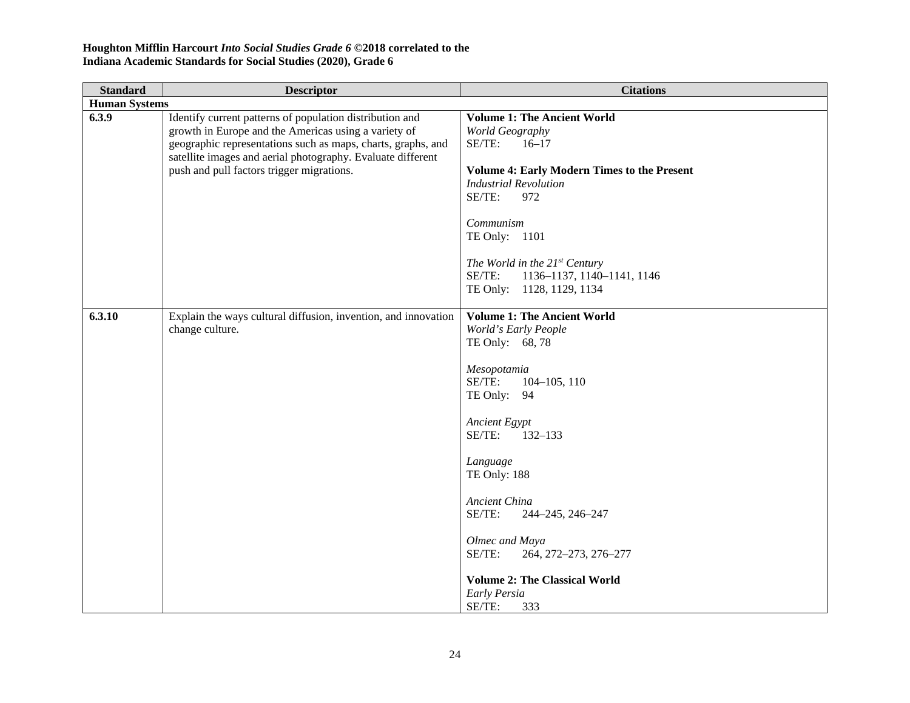**Houghton Mifflin Harcourt *Into Social Studies Grade 6* ©2018 correlated to the Indiana Academic Standards for Social Studies (2020), Grade 6**

| Standard | Descriptor | Citations |
|---|---|---|
| **Human Systems** | | |
| **6.3.9** | Identify current patterns of population distribution and growth in Europe and the Americas using a variety of geographic representations such as maps, charts, graphs, and satellite images and aerial photography. Evaluate different push and pull factors trigger migrations. | **Volume 1: The Ancient World**<br>*World Geography*<br>SE/TE: 16–17<br><br>**Volume 4: Early Modern Times to the Present**<br>*Industrial Revolution*<br>SE/TE: 972<br><br>*Communism*<br>TE Only: 1101<br><br>*The World in the 21st Century*<br>SE/TE: 1136–1137, 1140–1141, 1146<br>TE Only: 1128, 1129, 1134 |
| **6.3.10** | Explain the ways cultural diffusion, invention, and innovation change culture. | **Volume 1: The Ancient World**<br>*World's Early People*<br>TE Only: 68, 78<br><br>*Mesopotamia*<br>SE/TE: 104–105, 110<br>TE Only: 94<br><br>*Ancient Egypt*<br>SE/TE: 132–133<br><br>*Language*<br>TE Only: 188<br><br>*Ancient China*<br>SE/TE: 244–245, 246–247<br><br>*Olmec and Maya*<br>SE/TE: 264, 272–273, 276–277<br><br>**Volume 2: The Classical World**<br>*Early Persia*<br>SE/TE: 333 |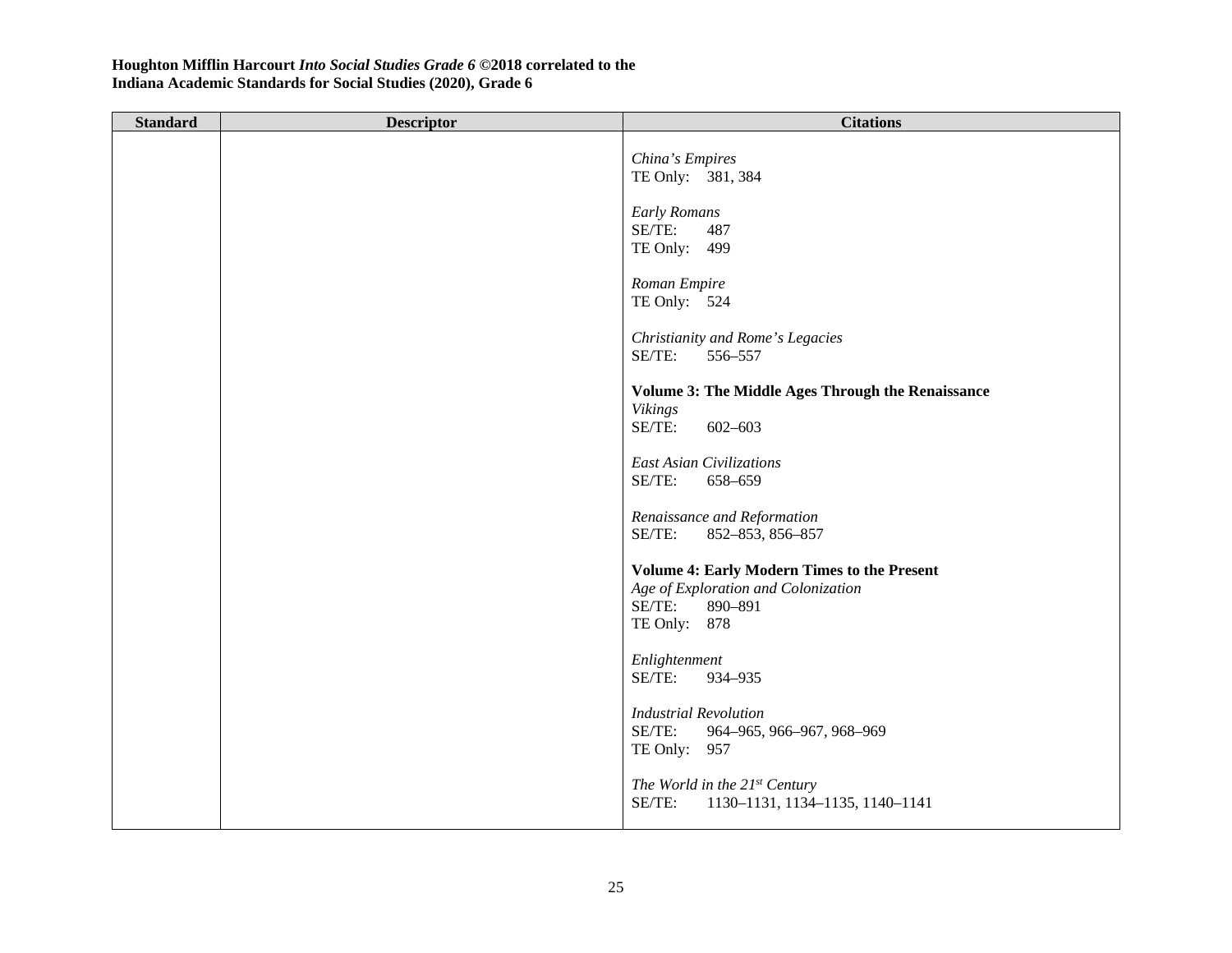**Houghton Mifflin Harcourt *Into Social Studies Grade 6* ©2018 correlated to the Indiana Academic Standards for Social Studies (2020), Grade 6**

| Standard | Descriptor | Citations |
|---|---|---|
| | | *China's Empires*<br>TE Only: 381, 384<br><br>*Early Romans*<br>SE/TE: 487<br>TE Only: 499<br><br>*Roman Empire*<br>TE Only: 524<br><br>*Christianity and Rome's Legacies*<br>SE/TE: 556–557<br><br>**Volume 3: The Middle Ages Through the Renaissance**<br>*Vikings*<br>SE/TE: 602–603<br><br>*East Asian Civilizations*<br>SE/TE: 658–659<br><br>*Renaissance and Reformation*<br>SE/TE: 852–853, 856–857<br><br>**Volume 4: Early Modern Times to the Present**<br>*Age of Exploration and Colonization*<br>SE/TE: 890–891<br>TE Only: 878<br><br>*Enlightenment*<br>SE/TE: 934–935<br><br>*Industrial Revolution*<br>SE/TE: 964–965, 966–967, 968–969<br>TE Only: 957<br><br>*The World in the 21st Century*<br>SE/TE: 1130–1131, 1134–1135, 1140–1141 |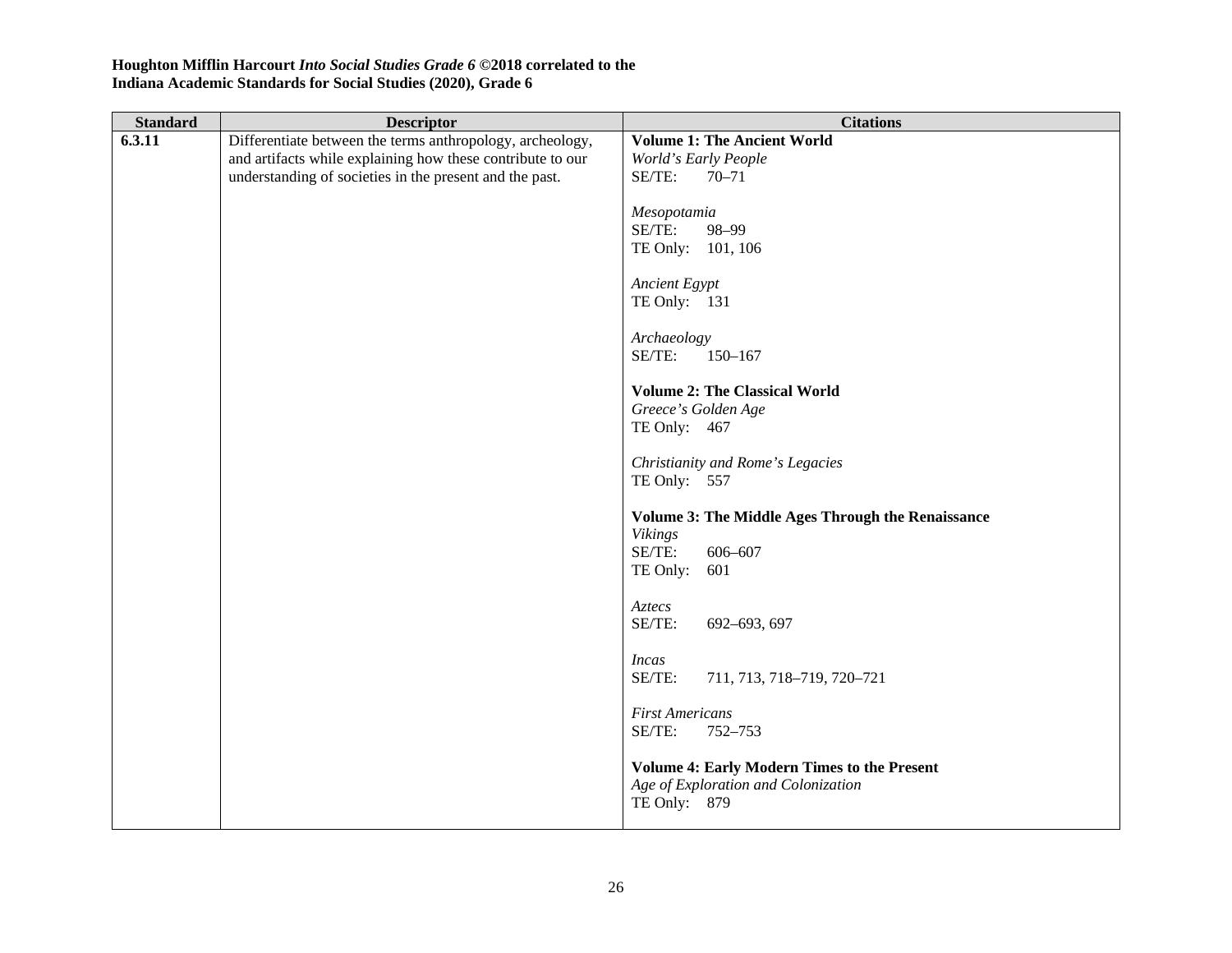**Houghton Mifflin Harcourt *Into Social Studies Grade 6* ©2018 correlated to the Indiana Academic Standards for Social Studies (2020), Grade 6**

| Standard | Descriptor | Citations |
|---|---|---|
| **6.3.11** | Differentiate between the terms anthropology, archeology, and artifacts while explaining how these contribute to our understanding of societies in the present and the past. | **Volume 1: The Ancient World**<br>*World's Early People*<br>SE/TE: 70–71<br><br>*Mesopotamia*<br>SE/TE: 98–99<br>TE Only: 101, 106<br><br>*Ancient Egypt*<br>TE Only: 131<br><br>*Archaeology*<br>SE/TE: 150–167<br><br>**Volume 2: The Classical World**<br>*Greece's Golden Age*<br>TE Only: 467<br><br>*Christianity and Rome's Legacies*<br>TE Only: 557<br><br>**Volume 3: The Middle Ages Through the Renaissance**<br>*Vikings*<br>SE/TE: 606–607<br>TE Only: 601<br><br>*Aztecs*<br>SE/TE: 692–693, 697<br><br>*Incas*<br>SE/TE: 711, 713, 718–719, 720–721<br><br>*First Americans*<br>SE/TE: 752–753<br><br>**Volume 4: Early Modern Times to the Present**<br>*Age of Exploration and Colonization*<br>TE Only: 879 |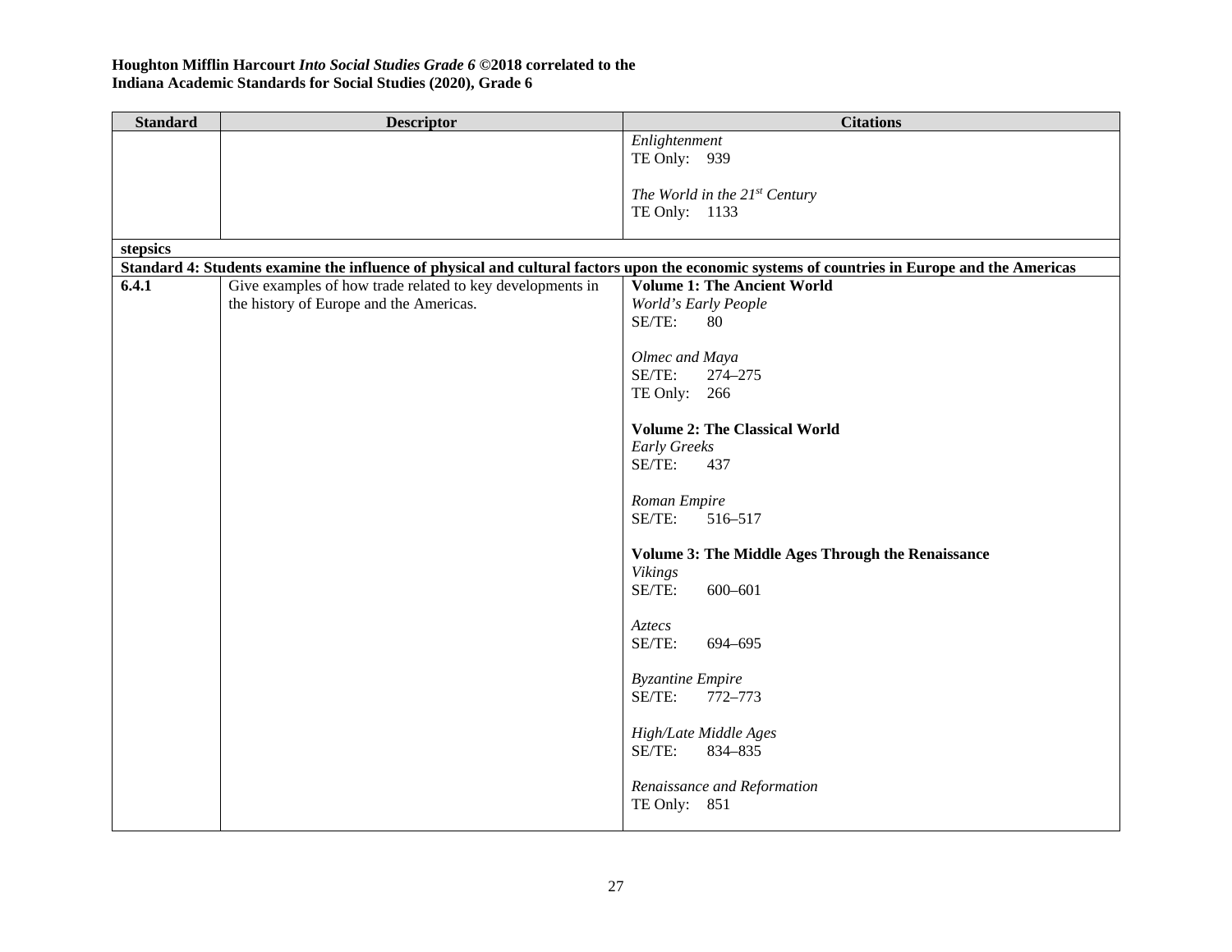**Houghton Mifflin Harcourt *Into Social Studies Grade 6* ©2018 correlated to the Indiana Academic Standards for Social Studies (2020), Grade 6**

| Standard | Descriptor | Citations |
|---|---|---|
| | | *Enlightenment*<br>TE Only: 939<br><br>*The World in the 21st Century*<br>TE Only: 1133 |
| **stepsics** | | |
| **Standard 4: Students examine the influence of physical and cultural factors upon the economic systems of countries in Europe and the Americas** | | |
| **6.4.1** | Give examples of how trade related to key developments in the history of Europe and the Americas. | **Volume 1: The Ancient World**<br>*World's Early People*<br>SE/TE: 80<br><br>*Olmec and Maya*<br>SE/TE: 274–275<br>TE Only: 266<br><br>**Volume 2: The Classical World**<br>*Early Greeks*<br>SE/TE: 437<br><br>*Roman Empire*<br>SE/TE: 516–517<br><br>**Volume 3: The Middle Ages Through the Renaissance**<br>*Vikings*<br>SE/TE: 600–601<br><br>*Aztecs*<br>SE/TE: 694–695<br><br>*Byzantine Empire*<br>SE/TE: 772–773<br><br>*High/Late Middle Ages*<br>SE/TE: 834–835<br><br>*Renaissance and Reformation*<br>TE Only: 851 |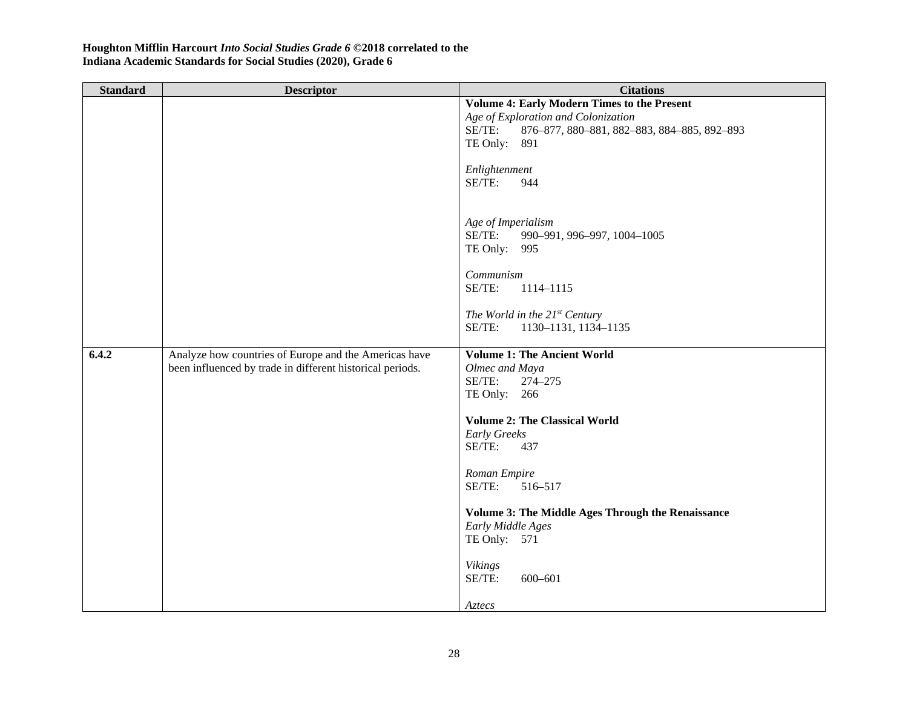| Standard | Descriptor | Citations |
|---|---|---|
| | | **Volume 4: Early Modern Times to the Present**<br>*Age of Exploration and Colonization*<br>SE/TE: 876–877, 880–881, 882–883, 884–885, 892–893<br>TE Only: 891<br><br>*Enlightenment*<br>SE/TE: 944<br><br>*Age of Imperialism*<br>SE/TE: 990–991, 996–997, 1004–1005<br>TE Only: 995<br><br>*Communism*<br>SE/TE: 1114–1115<br><br>*The World in the 21st Century*<br>SE/TE: 1130–1131, 1134–1135 |
| **6.4.2** | Analyze how countries of Europe and the Americas have been influenced by trade in different historical periods. | **Volume 1: The Ancient World**<br>*Olmec and Maya*<br>SE/TE: 274–275<br>TE Only: 266<br><br>**Volume 2: The Classical World**<br>*Early Greeks*<br>SE/TE: 437<br><br>*Roman Empire*<br>SE/TE: 516–517<br><br>**Volume 3: The Middle Ages Through the Renaissance**<br>*Early Middle Ages*<br>TE Only: 571<br><br>*Vikings*<br>SE/TE: 600–601<br><br>*Aztecs* |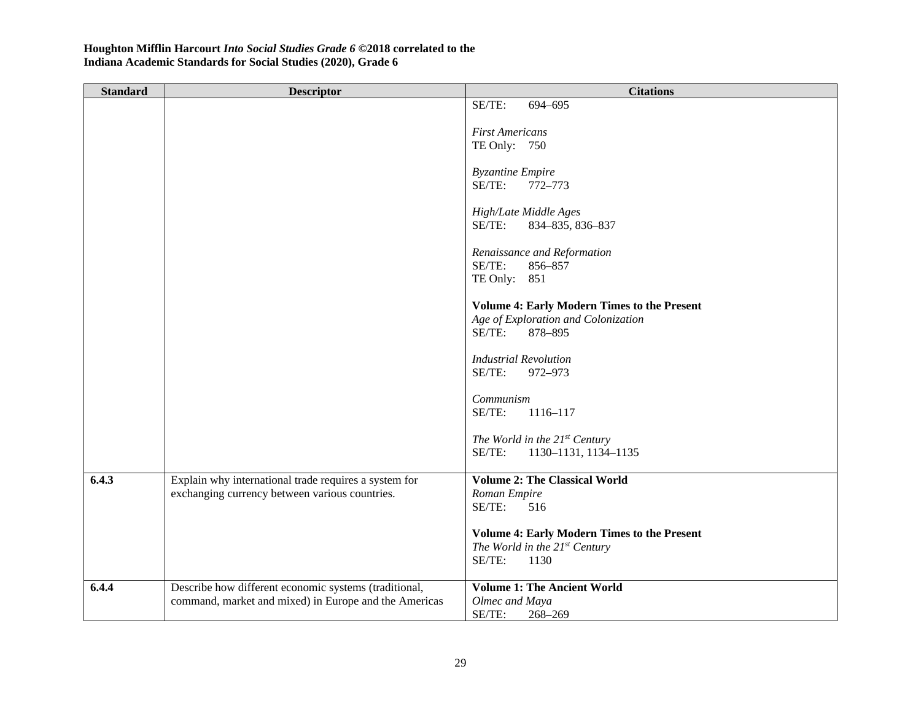**Houghton Mifflin Harcourt *Into Social Studies Grade 6* ©2018 correlated to the**
**Indiana Academic Standards for Social Studies (2020), Grade 6**

| Standard | Descriptor | Citations |
|---|---|---|
| | | SE/TE: 694–695<br><br>*First Americans*<br>TE Only: 750<br><br>*Byzantine Empire*<br>SE/TE: 772–773<br><br>*High/Late Middle Ages*<br>SE/TE: 834–835, 836–837<br><br>*Renaissance and Reformation*<br>SE/TE: 856–857<br>TE Only: 851<br><br>**Volume 4: Early Modern Times to the Present**<br>*Age of Exploration and Colonization*<br>SE/TE: 878–895<br><br>*Industrial Revolution*<br>SE/TE: 972–973<br><br>*Communism*<br>SE/TE: 1116–117<br><br>*The World in the 21st Century*<br>SE/TE: 1130–1131, 1134–1135 |
| **6.4.3** | Explain why international trade requires a system for exchanging currency between various countries. | **Volume 2: The Classical World**<br>*Roman Empire*<br>SE/TE: 516<br><br>**Volume 4: Early Modern Times to the Present**<br>*The World in the 21st Century*<br>SE/TE: 1130 |
| **6.4.4** | Describe how different economic systems (traditional, command, market and mixed) in Europe and the Americas | **Volume 1: The Ancient World**<br>*Olmec and Maya*<br>SE/TE: 268–269 |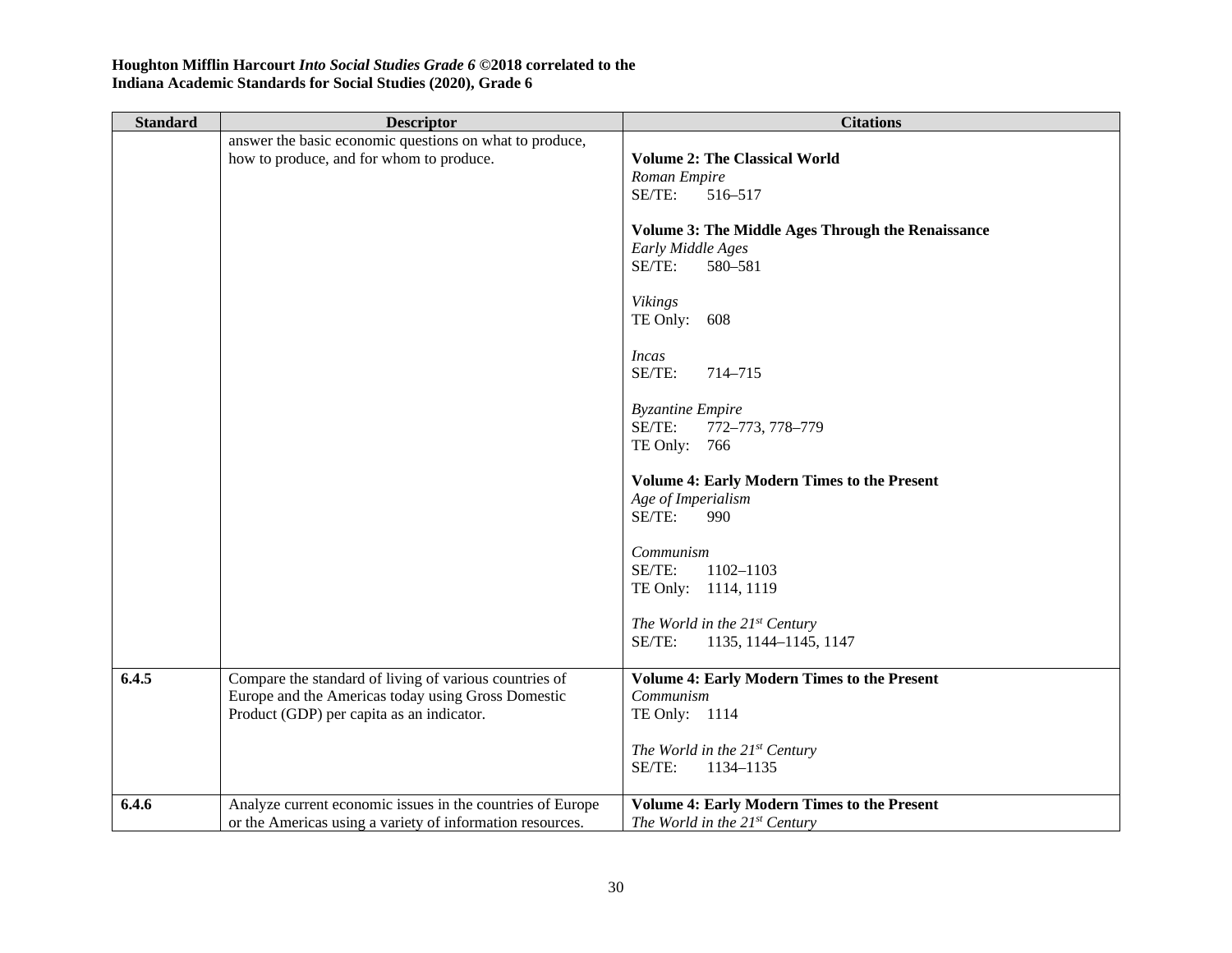**Houghton Mifflin Harcourt *Into Social Studies Grade 6* ©2018 correlated to the Indiana Academic Standards for Social Studies (2020), Grade 6**

| Standard | Descriptor | Citations |
|---|---|---|
| | answer the basic economic questions on what to produce, how to produce, and for whom to produce. | **Volume 2: The Classical World**<br>*Roman Empire*<br>SE/TE: 516–517<br><br>**Volume 3: The Middle Ages Through the Renaissance**<br>*Early Middle Ages*<br>SE/TE: 580–581<br><br>*Vikings*<br>TE Only: 608<br><br>*Incas*<br>SE/TE: 714–715<br><br>*Byzantine Empire*<br>SE/TE: 772–773, 778–779<br>TE Only: 766<br><br>**Volume 4: Early Modern Times to the Present**<br>*Age of Imperialism*<br>SE/TE: 990<br><br>*Communism*<br>SE/TE: 1102–1103<br>TE Only: 1114, 1119<br><br>*The World in the 21st Century*<br>SE/TE: 1135, 1144–1145, 1147 |
| **6.4.5** | Compare the standard of living of various countries of Europe and the Americas today using Gross Domestic Product (GDP) per capita as an indicator. | **Volume 4: Early Modern Times to the Present**<br>*Communism*<br>TE Only: 1114<br><br>*The World in the 21st Century*<br>SE/TE: 1134–1135 |
| **6.4.6** | Analyze current economic issues in the countries of Europe or the Americas using a variety of information resources. | **Volume 4: Early Modern Times to the Present**<br>*The World in the 21st Century* |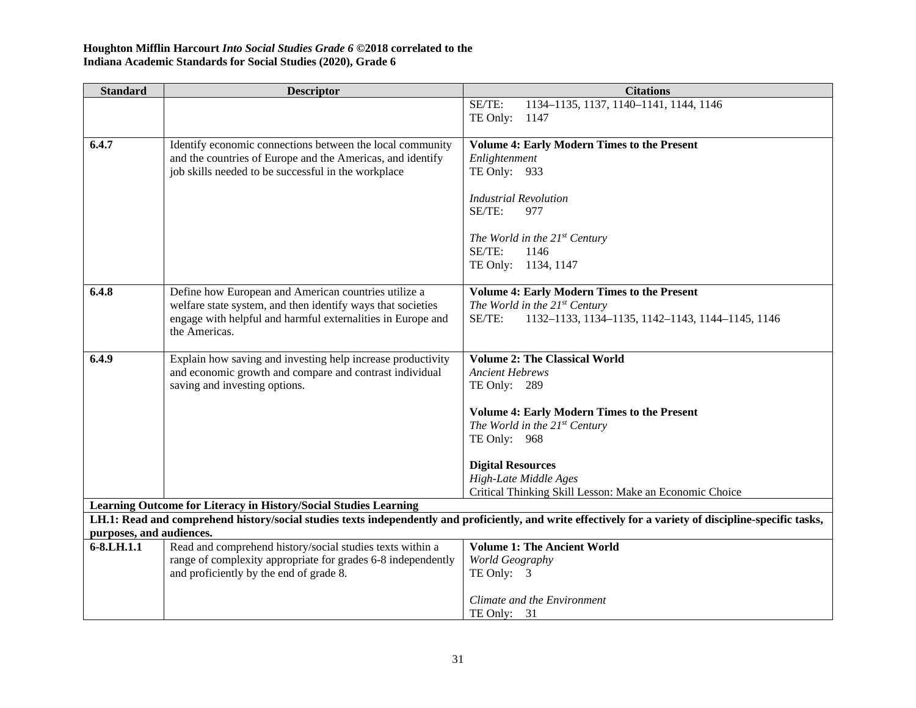**Houghton Mifflin Harcourt *Into Social Studies Grade 6* ©2018 correlated to the Indiana Academic Standards for Social Studies (2020), Grade 6**

| Standard | Descriptor | Citations |
|---|---|---|
| | | SE/TE: 1134–1135, 1137, 1140–1141, 1144, 1146<br>TE Only: 1147 |
| **6.4.7** | Identify economic connections between the local community and the countries of Europe and the Americas, and identify job skills needed to be successful in the workplace | **Volume 4: Early Modern Times to the Present**<br>*Enlightenment*<br>TE Only: 933<br><br>*Industrial Revolution*<br>SE/TE: 977<br><br>*The World in the 21st Century*<br>SE/TE: 1146<br>TE Only: 1134, 1147 |
| **6.4.8** | Define how European and American countries utilize a welfare state system, and then identify ways that societies engage with helpful and harmful externalities in Europe and the Americas. | **Volume 4: Early Modern Times to the Present**<br>*The World in the 21st Century*<br>SE/TE: 1132–1133, 1134–1135, 1142–1143, 1144–1145, 1146 |
| **6.4.9** | Explain how saving and investing help increase productivity and economic growth and compare and contrast individual saving and investing options. | **Volume 2: The Classical World**<br>*Ancient Hebrews*<br>TE Only: 289<br><br>**Volume 4: Early Modern Times to the Present**<br>*The World in the 21st Century*<br>TE Only: 968<br><br>**Digital Resources**<br>*High-Late Middle Ages*<br>Critical Thinking Skill Lesson: Make an Economic Choice |
| **Learning Outcome for Literacy in History/Social Studies Learning** | | |
| **LH.1: Read and comprehend history/social studies texts independently and proficiently, and write effectively for a variety of discipline-specific tasks, purposes, and audiences.** | | |
| **6-8.LH.1.1** | Read and comprehend history/social studies texts within a range of complexity appropriate for grades 6-8 independently and proficiently by the end of grade 8. | **Volume 1: The Ancient World**<br>*World Geography*<br>TE Only: 3<br><br>*Climate and the Environment*<br>TE Only: 31 |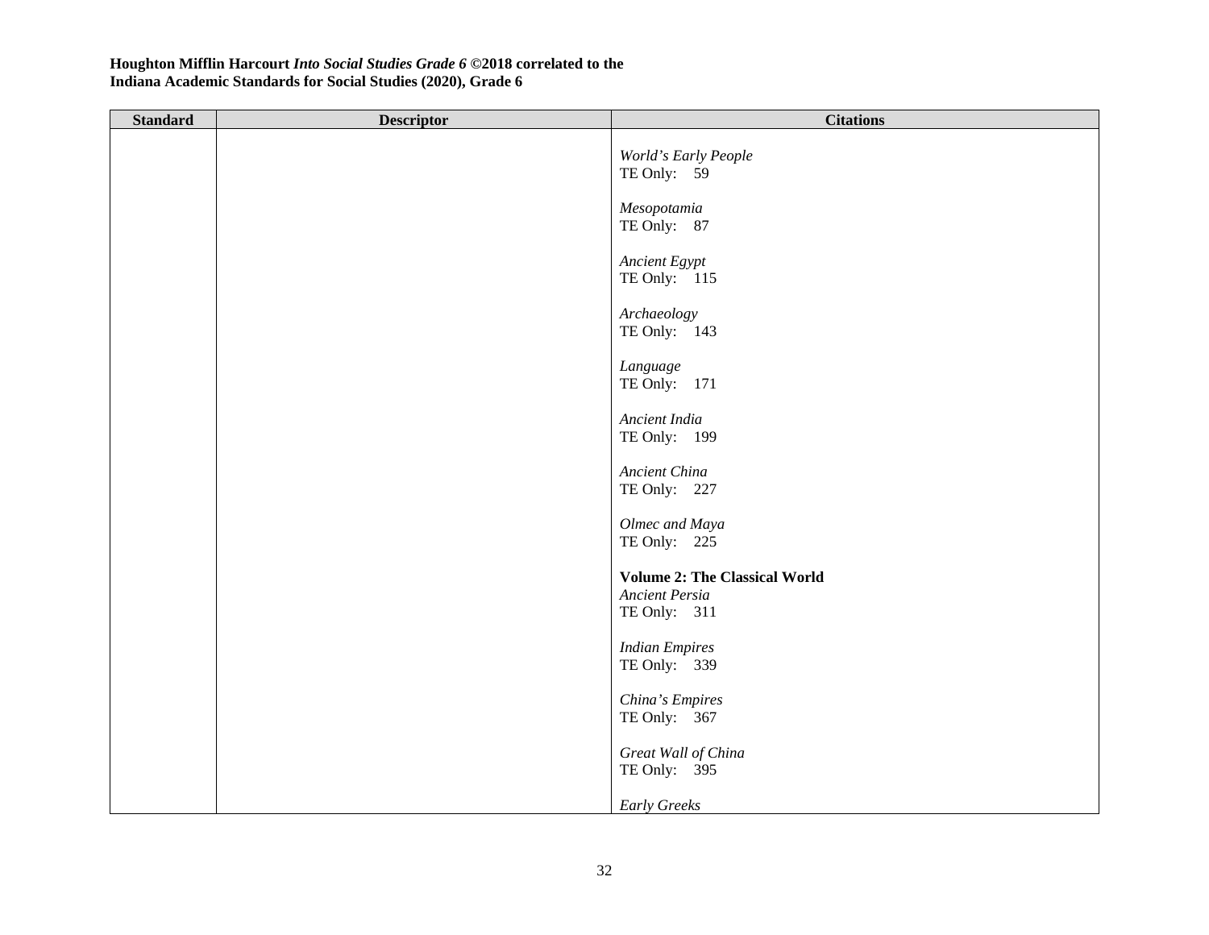**Houghton Mifflin Harcourt *Into Social Studies Grade 6* ©2018 correlated to the Indiana Academic Standards for Social Studies (2020), Grade 6**

| Standard | Descriptor | Citations |
|---|---|---|
| | | *World's Early People*<br>TE Only: 59<br><br>*Mesopotamia*<br>TE Only: 87<br><br>*Ancient Egypt*<br>TE Only: 115<br><br>*Archaeology*<br>TE Only: 143<br><br>*Language*<br>TE Only: 171<br><br>*Ancient India*<br>TE Only: 199<br><br>*Ancient China*<br>TE Only: 227<br><br>*Olmec and Maya*<br>TE Only: 225<br><br>**Volume 2: The Classical World**<br>*Ancient Persia*<br>TE Only: 311<br><br>*Indian Empires*<br>TE Only: 339<br><br>*China's Empires*<br>TE Only: 367<br><br>*Great Wall of China*<br>TE Only: 395<br><br>*Early Greeks* |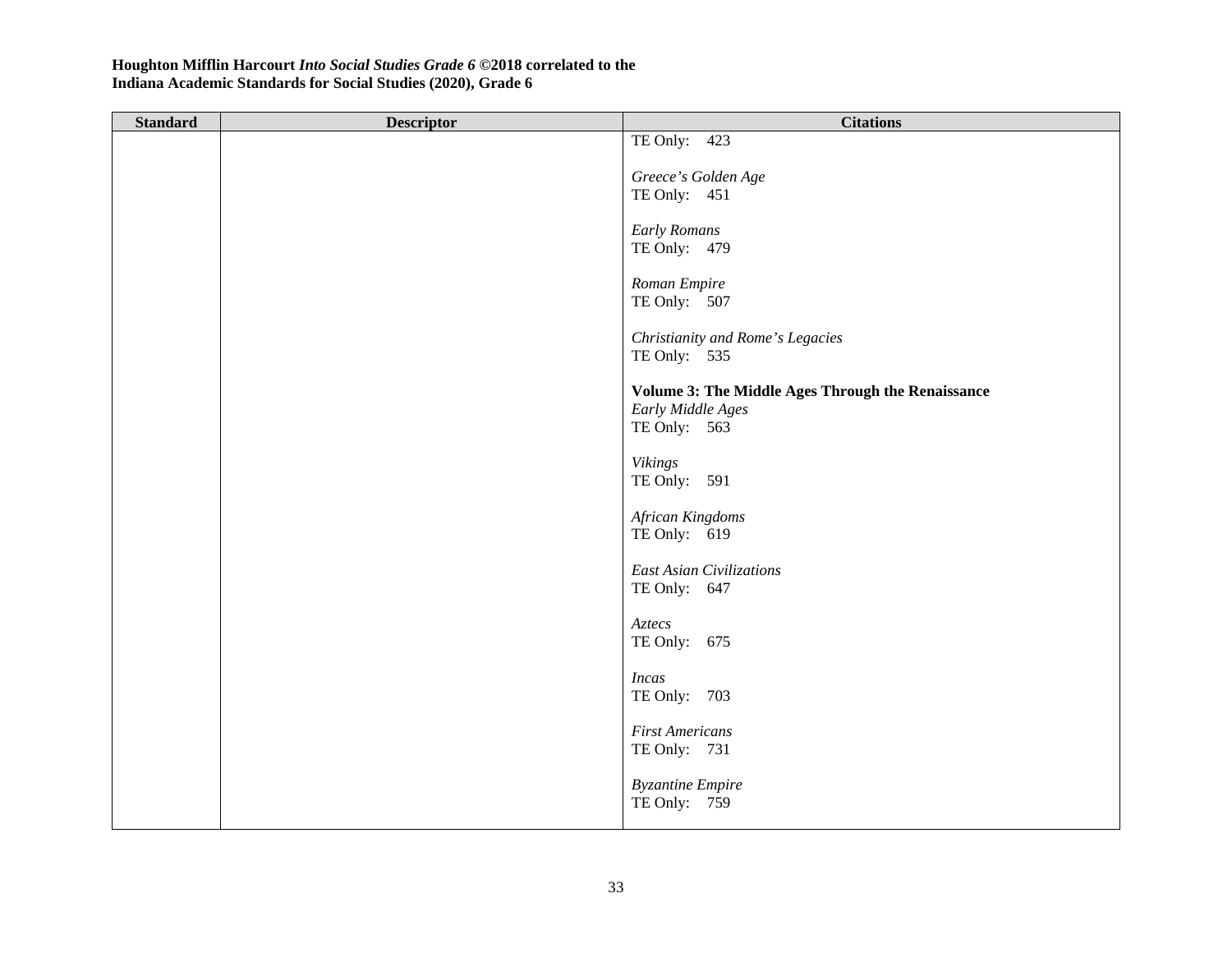**Houghton Mifflin Harcourt *Into Social Studies Grade 6* ©2018 correlated to the Indiana Academic Standards for Social Studies (2020), Grade 6**

| Standard | Descriptor | Citations |
| --- | --- | --- |
| | | TE Only: 423<br><br>*Greece's Golden Age*<br>TE Only: 451<br><br>*Early Romans*<br>TE Only: 479<br><br>*Roman Empire*<br>TE Only: 507<br><br>*Christianity and Rome's Legacies*<br>TE Only: 535<br><br>**Volume 3: The Middle Ages Through the Renaissance**<br>*Early Middle Ages*<br>TE Only: 563<br><br>*Vikings*<br>TE Only: 591<br><br>*African Kingdoms*<br>TE Only: 619<br><br>*East Asian Civilizations*<br>TE Only: 647<br><br>*Aztecs*<br>TE Only: 675<br><br>*Incas*<br>TE Only: 703<br><br>*First Americans*<br>TE Only: 731<br><br>*Byzantine Empire*<br>TE Only: 759 |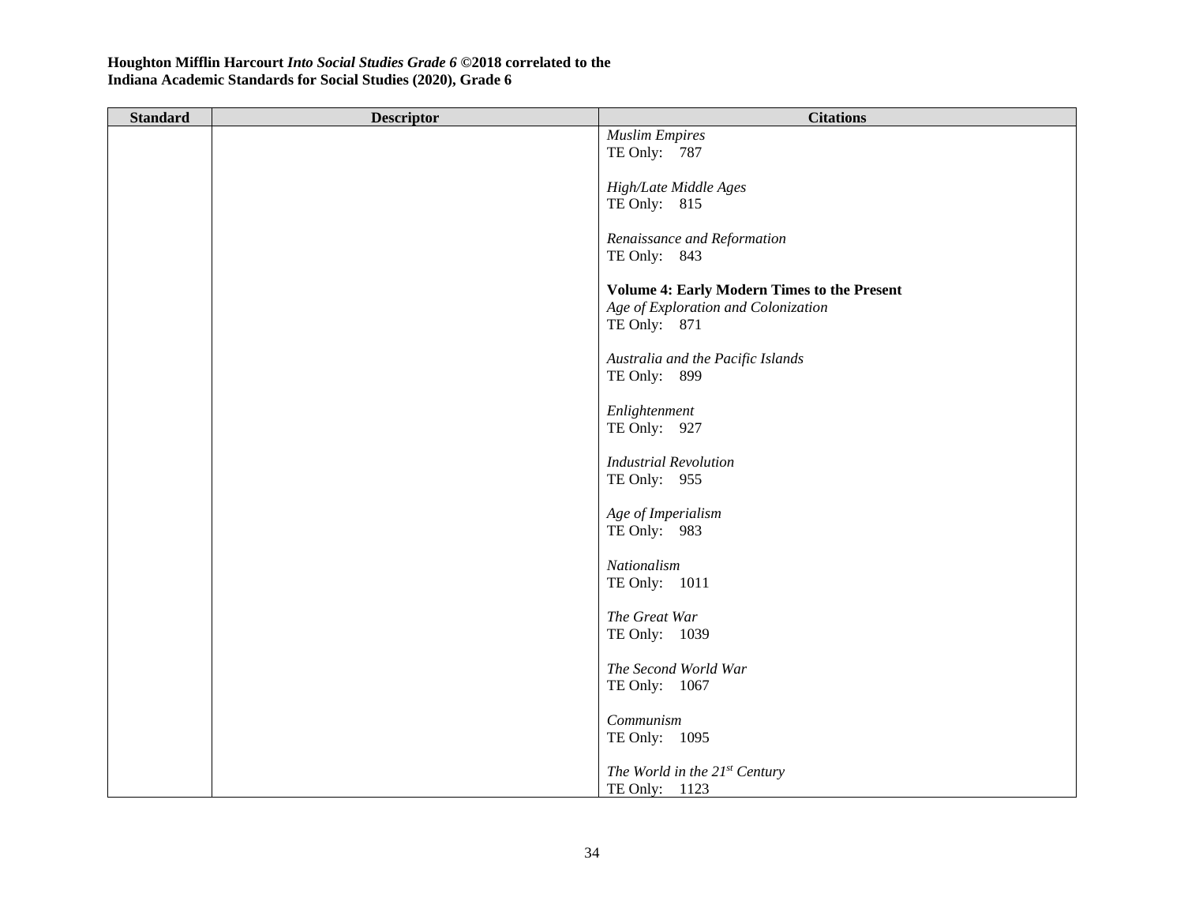**Houghton Mifflin Harcourt *Into Social Studies Grade 6* ©2018 correlated to the Indiana Academic Standards for Social Studies (2020), Grade 6**

| Standard | Descriptor | Citations |
|---|---|---|
| | | *Muslim Empires*<br>TE Only: 787<br><br>*High/Late Middle Ages*<br>TE Only: 815<br><br>*Renaissance and Reformation*<br>TE Only: 843<br><br>**Volume 4: Early Modern Times to the Present**<br>*Age of Exploration and Colonization*<br>TE Only: 871<br><br>*Australia and the Pacific Islands*<br>TE Only: 899<br><br>*Enlightenment*<br>TE Only: 927<br><br>*Industrial Revolution*<br>TE Only: 955<br><br>*Age of Imperialism*<br>TE Only: 983<br><br>*Nationalism*<br>TE Only: 1011<br><br>*The Great War*<br>TE Only: 1039<br><br>*The Second World War*<br>TE Only: 1067<br><br>*Communism*<br>TE Only: 1095<br><br>*The World in the 21st Century*<br>TE Only: 1123 |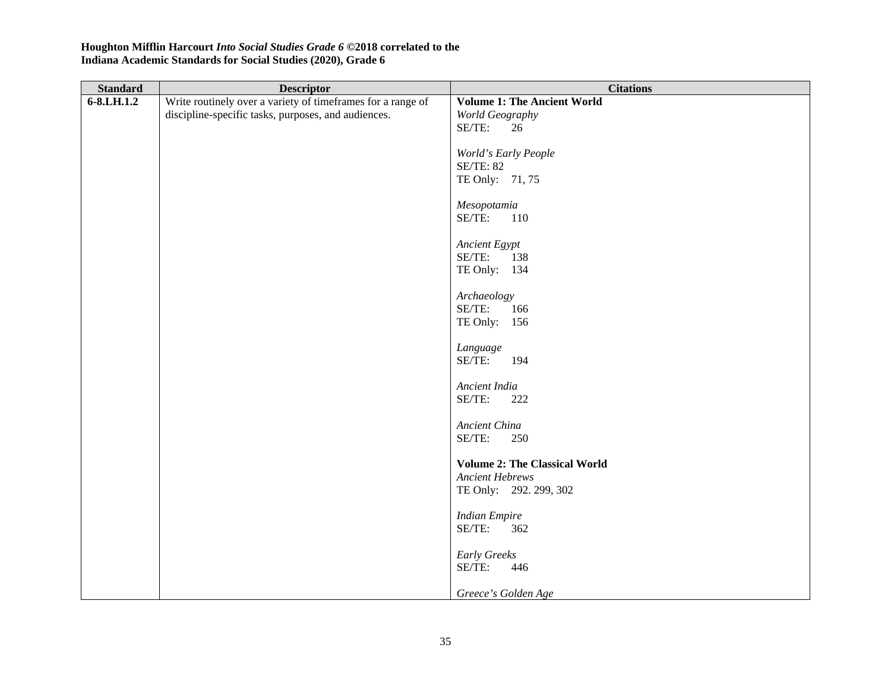**Houghton Mifflin Harcourt *Into Social Studies Grade 6* ©2018 correlated to the Indiana Academic Standards for Social Studies (2020), Grade 6**

| Standard | Descriptor | Citations |
|---|---|---|
| **6-8.LH.1.2** | Write routinely over a variety of timeframes for a range of discipline-specific tasks, purposes, and audiences. | **Volume 1: The Ancient World**<br>*World Geography*<br>SE/TE: 26<br><br>*World's Early People*<br>SE/TE: 82<br>TE Only: 71, 75<br><br>*Mesopotamia*<br>SE/TE: 110<br><br>*Ancient Egypt*<br>SE/TE: 138<br>TE Only: 134<br><br>*Archaeology*<br>SE/TE: 166<br>TE Only: 156<br><br>*Language*<br>SE/TE: 194<br><br>*Ancient India*<br>SE/TE: 222<br><br>*Ancient China*<br>SE/TE: 250<br><br>**Volume 2: The Classical World**<br>*Ancient Hebrews*<br>TE Only: 292. 299, 302<br><br>*Indian Empire*<br>SE/TE: 362<br><br>*Early Greeks*<br>SE/TE: 446<br><br>*Greece's Golden Age* |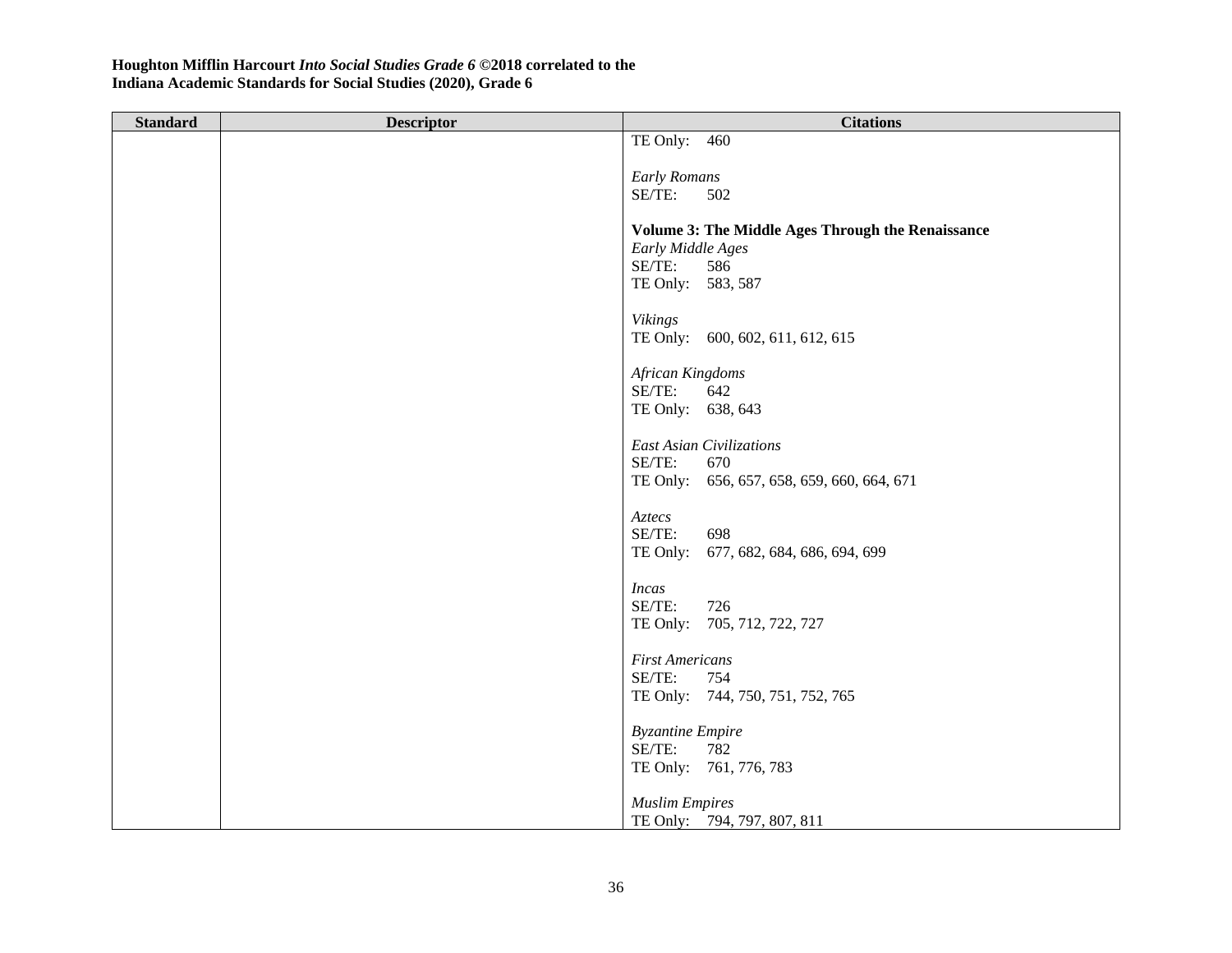**Houghton Mifflin Harcourt *Into Social Studies Grade 6* ©2018 correlated to the Indiana Academic Standards for Social Studies (2020), Grade 6**

| Standard | Descriptor | Citations |
|---|---|---|
| | | TE Only: 460<br><br>*Early Romans*<br>SE/TE: 502<br><br>**Volume 3: The Middle Ages Through the Renaissance**<br>*Early Middle Ages*<br>SE/TE: 586<br>TE Only: 583, 587<br><br>*Vikings*<br>TE Only: 600, 602, 611, 612, 615<br><br>*African Kingdoms*<br>SE/TE: 642<br>TE Only: 638, 643<br><br>*East Asian Civilizations*<br>SE/TE: 670<br>TE Only: 656, 657, 658, 659, 660, 664, 671<br><br>*Aztecs*<br>SE/TE: 698<br>TE Only: 677, 682, 684, 686, 694, 699<br><br>*Incas*<br>SE/TE: 726<br>TE Only: 705, 712, 722, 727<br><br>*First Americans*<br>SE/TE: 754<br>TE Only: 744, 750, 751, 752, 765<br><br>*Byzantine Empire*<br>SE/TE: 782<br>TE Only: 761, 776, 783<br><br>*Muslim Empires*<br>TE Only: 794, 797, 807, 811 |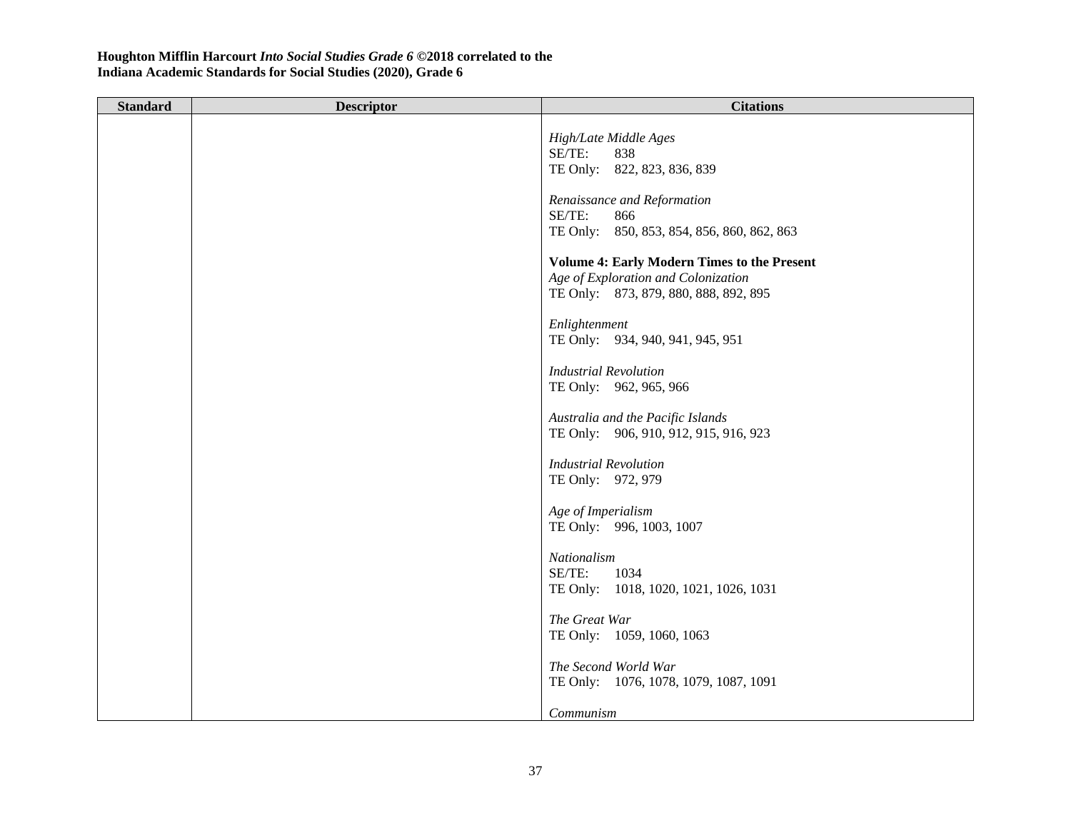**Houghton Mifflin Harcourt *Into Social Studies Grade 6* ©2018 correlated to the Indiana Academic Standards for Social Studies (2020), Grade 6**

| Standard | Descriptor | Citations |
|---|---|---|
| | | *High/Late Middle Ages*<br>SE/TE: 838<br>TE Only: 822, 823, 836, 839<br><br>*Renaissance and Reformation*<br>SE/TE: 866<br>TE Only: 850, 853, 854, 856, 860, 862, 863<br><br>**Volume 4: Early Modern Times to the Present**<br>*Age of Exploration and Colonization*<br>TE Only: 873, 879, 880, 888, 892, 895<br><br>*Enlightenment*<br>TE Only: 934, 940, 941, 945, 951<br><br>*Industrial Revolution*<br>TE Only: 962, 965, 966<br><br>*Australia and the Pacific Islands*<br>TE Only: 906, 910, 912, 915, 916, 923<br><br>*Industrial Revolution*<br>TE Only: 972, 979<br><br>*Age of Imperialism*<br>TE Only: 996, 1003, 1007<br><br>*Nationalism*<br>SE/TE: 1034<br>TE Only: 1018, 1020, 1021, 1026, 1031<br><br>*The Great War*<br>TE Only: 1059, 1060, 1063<br><br>*The Second World War*<br>TE Only: 1076, 1078, 1079, 1087, 1091<br><br>*Communism* |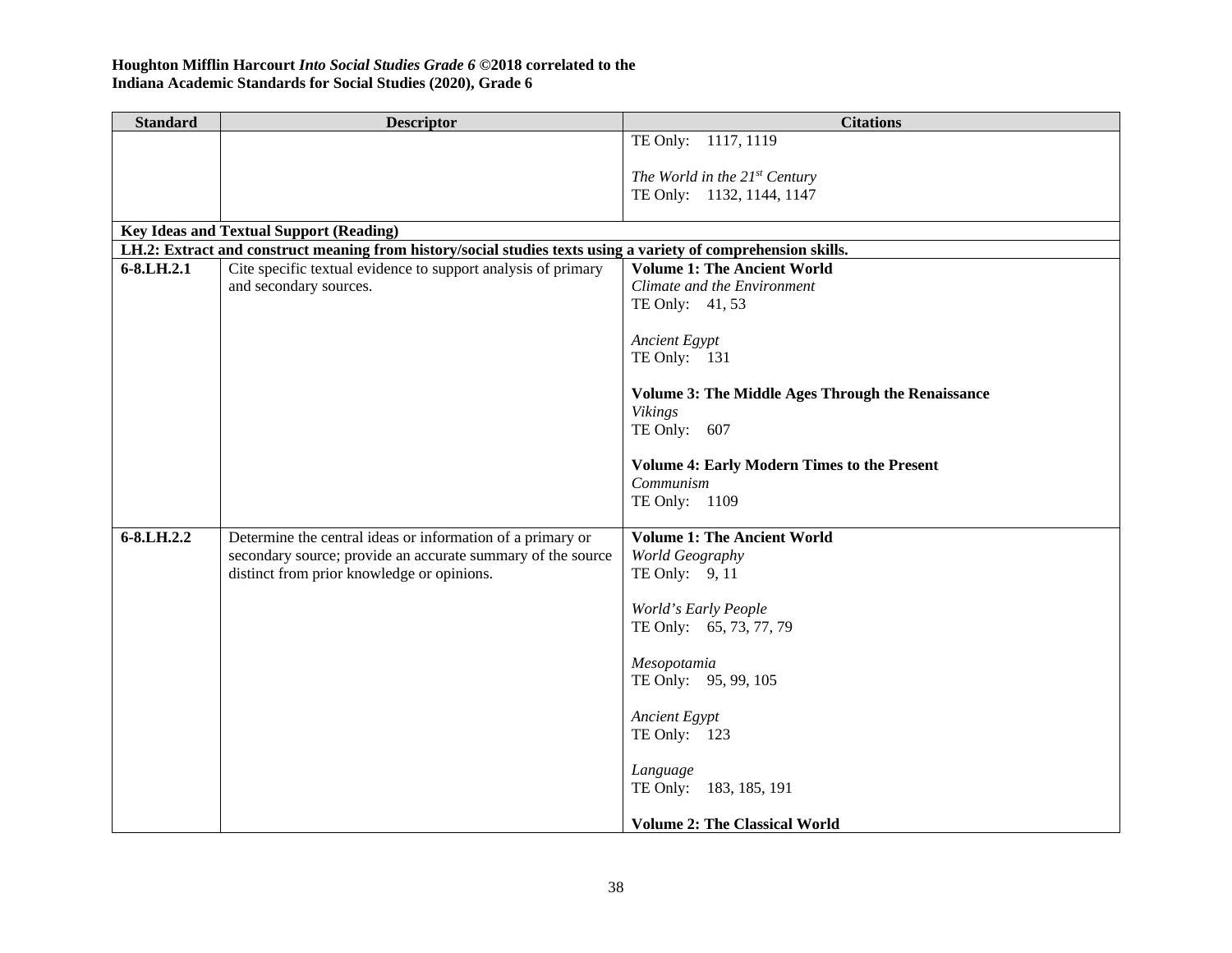**Houghton Mifflin Harcourt *Into Social Studies Grade 6* ©2018 correlated to the**
**Indiana Academic Standards for Social Studies (2020), Grade 6**

| Standard | Descriptor | Citations |
|---|---|---|
| | | TE Only: 1117, 1119<br><br>*The World in the 21st Century*<br>TE Only: 1132, 1144, 1147 |
| **Key Ideas and Textual Support (Reading)** | | |
| **LH.2: Extract and construct meaning from history/social studies texts using a variety of comprehension skills.** | | |
| **6-8.LH.2.1** | Cite specific textual evidence to support analysis of primary and secondary sources. | **Volume 1: The Ancient World**<br>*Climate and the Environment*<br>TE Only: 41, 53<br><br>*Ancient Egypt*<br>TE Only: 131<br><br>**Volume 3: The Middle Ages Through the Renaissance**<br>*Vikings*<br>TE Only: 607<br><br>**Volume 4: Early Modern Times to the Present**<br>*Communism*<br>TE Only: 1109 |
| **6-8.LH.2.2** | Determine the central ideas or information of a primary or secondary source; provide an accurate summary of the source distinct from prior knowledge or opinions. | **Volume 1: The Ancient World**<br>*World Geography*<br>TE Only: 9, 11<br><br>*World's Early People*<br>TE Only: 65, 73, 77, 79<br><br>*Mesopotamia*<br>TE Only: 95, 99, 105<br><br>*Ancient Egypt*<br>TE Only: 123<br><br>*Language*<br>TE Only: 183, 185, 191<br><br>**Volume 2: The Classical World** |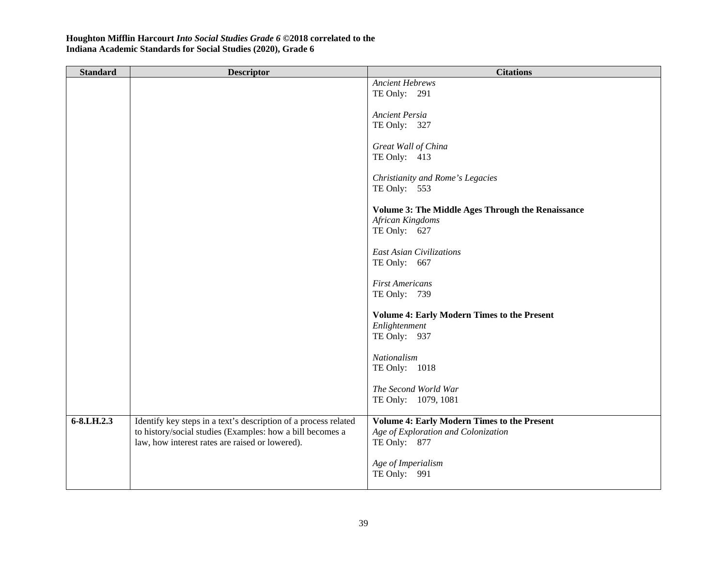**Houghton Mifflin Harcourt *Into Social Studies Grade 6* ©2018 correlated to the Indiana Academic Standards for Social Studies (2020), Grade 6**

| Standard | Descriptor | Citations |
|---|---|---|
| | | *Ancient Hebrews*<br>TE Only: 291<br><br>*Ancient Persia*<br>TE Only: 327<br><br>*Great Wall of China*<br>TE Only: 413<br><br>*Christianity and Rome's Legacies*<br>TE Only: 553<br><br>**Volume 3: The Middle Ages Through the Renaissance**<br>*African Kingdoms*<br>TE Only: 627<br><br>*East Asian Civilizations*<br>TE Only: 667<br><br>*First Americans*<br>TE Only: 739<br><br>**Volume 4: Early Modern Times to the Present**<br>*Enlightenment*<br>TE Only: 937<br><br>*Nationalism*<br>TE Only: 1018<br><br>*The Second World War*<br>TE Only: 1079, 1081 |
| **6-8.LH.2.3** | Identify key steps in a text's description of a process related to history/social studies (Examples: how a bill becomes a law, how interest rates are raised or lowered). | **Volume 4: Early Modern Times to the Present**<br>*Age of Exploration and Colonization*<br>TE Only: 877<br><br>*Age of Imperialism*<br>TE Only: 991 |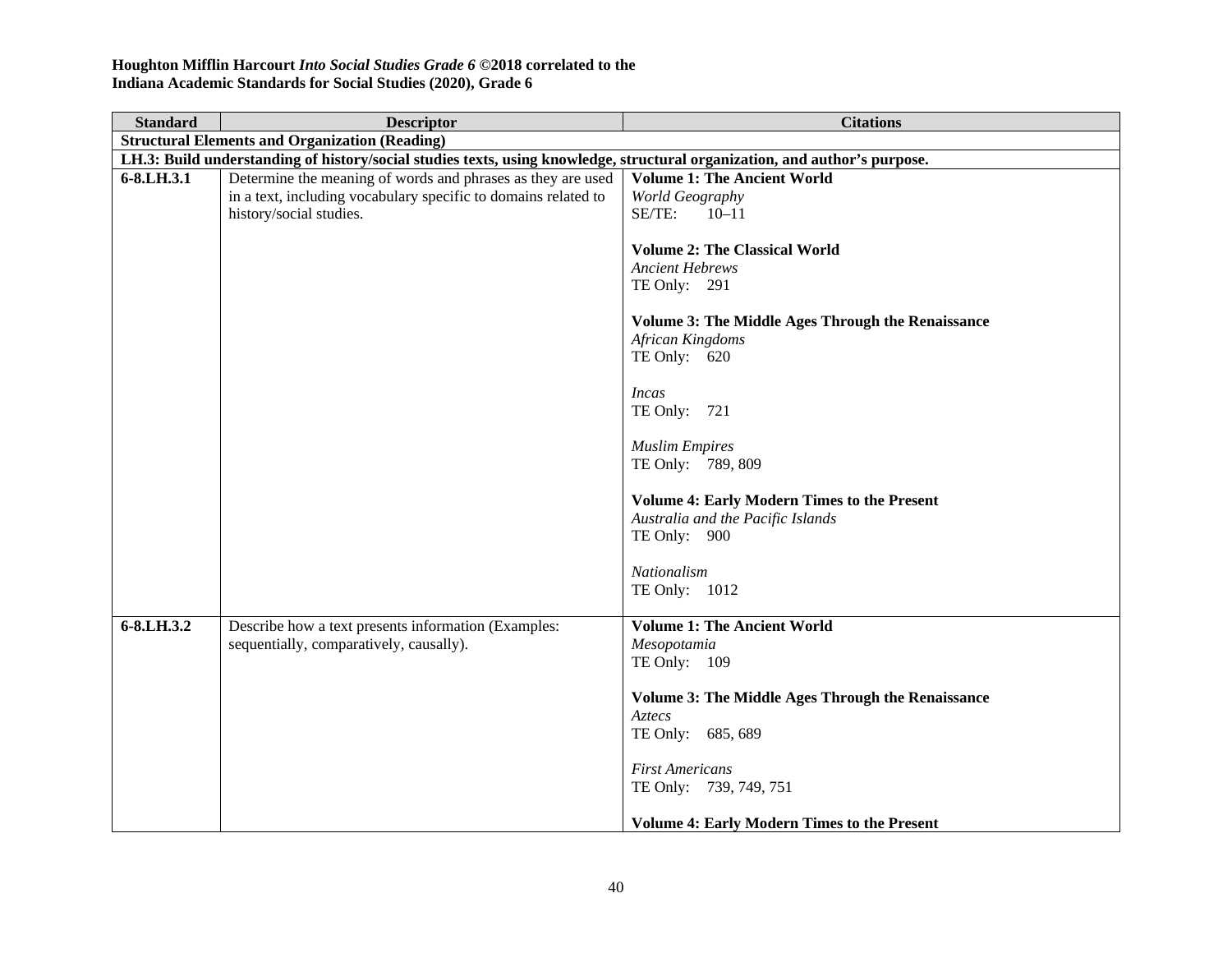**Houghton Mifflin Harcourt *Into Social Studies Grade 6* ©2018 correlated to the Indiana Academic Standards for Social Studies (2020), Grade 6**

| Standard | Descriptor | Citations |
|---|---|---|
| **Structural Elements and Organization (Reading)** | | |
| **LH.3: Build understanding of history/social studies texts, using knowledge, structural organization, and author's purpose.** | | |
| **6-8.LH.3.1** | Determine the meaning of words and phrases as they are used in a text, including vocabulary specific to domains related to history/social studies. | **Volume 1: The Ancient World**<br>*World Geography*<br>SE/TE: 10–11<br><br>**Volume 2: The Classical World**<br>*Ancient Hebrews*<br>TE Only: 291<br><br>**Volume 3: The Middle Ages Through the Renaissance**<br>*African Kingdoms*<br>TE Only: 620<br><br>*Incas*<br>TE Only: 721<br><br>*Muslim Empires*<br>TE Only: 789, 809<br><br>**Volume 4: Early Modern Times to the Present**<br>*Australia and the Pacific Islands*<br>TE Only: 900<br><br>*Nationalism*<br>TE Only: 1012 |
| **6-8.LH.3.2** | Describe how a text presents information (Examples: sequentially, comparatively, causally). | **Volume 1: The Ancient World**<br>*Mesopotamia*<br>TE Only: 109<br><br>**Volume 3: The Middle Ages Through the Renaissance**<br>*Aztecs*<br>TE Only: 685, 689<br><br>*First Americans*<br>TE Only: 739, 749, 751<br><br>**Volume 4: Early Modern Times to the Present** |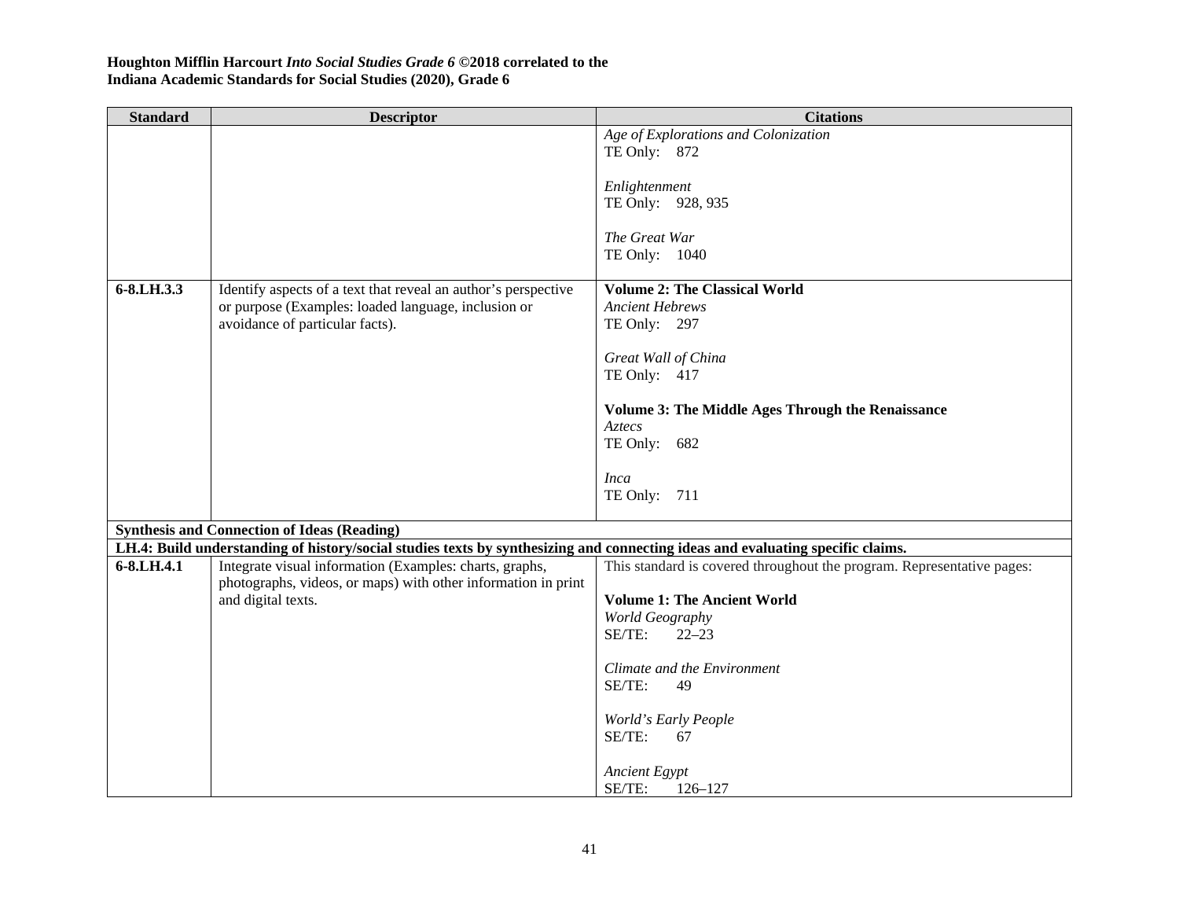**Houghton Mifflin Harcourt *Into Social Studies Grade 6* ©2018 correlated to the**
**Indiana Academic Standards for Social Studies (2020), Grade 6**

| Standard | Descriptor | Citations |
|---|---|---|
| | | *Age of Explorations and Colonization*<br>TE Only: 872<br><br>*Enlightenment*<br>TE Only: 928, 935<br><br>*The Great War*<br>TE Only: 1040 |
| **6-8.LH.3.3** | Identify aspects of a text that reveal an author's perspective or purpose (Examples: loaded language, inclusion or avoidance of particular facts). | **Volume 2: The Classical World**<br>*Ancient Hebrews*<br>TE Only: 297<br><br>*Great Wall of China*<br>TE Only: 417<br><br>**Volume 3: The Middle Ages Through the Renaissance**<br>*Aztecs*<br>TE Only: 682<br><br>*Inca*<br>TE Only: 711 |
| **Synthesis and Connection of Ideas (Reading)** | | |
| **LH.4: Build understanding of history/social studies texts by synthesizing and connecting ideas and evaluating specific claims.** | | |
| **6-8.LH.4.1** | Integrate visual information (Examples: charts, graphs, photographs, videos, or maps) with other information in print and digital texts. | This standard is covered throughout the program. Representative pages:<br><br>**Volume 1: The Ancient World**<br>*World Geography*<br>SE/TE: 22–23<br><br>*Climate and the Environment*<br>SE/TE: 49<br><br>*World's Early People*<br>SE/TE: 67<br><br>*Ancient Egypt*<br>SE/TE: 126–127 |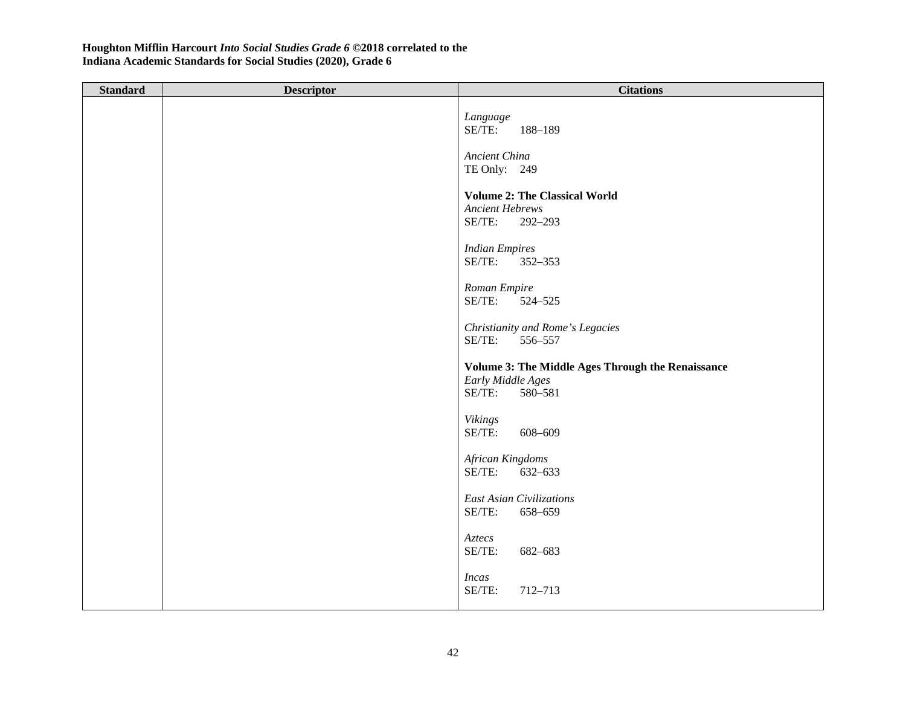**Houghton Mifflin Harcourt *Into Social Studies Grade 6* ©2018 correlated to the**
**Indiana Academic Standards for Social Studies (2020), Grade 6**

| Standard | Descriptor | Citations |
|---|---|---|
| | | *Language*<br>SE/TE: 188–189<br><br>*Ancient China*<br>TE Only: 249<br><br>**Volume 2: The Classical World**<br>*Ancient Hebrews*<br>SE/TE: 292–293<br><br>*Indian Empires*<br>SE/TE: 352–353<br><br>*Roman Empire*<br>SE/TE: 524–525<br><br>*Christianity and Rome's Legacies*<br>SE/TE: 556–557<br><br>**Volume 3: The Middle Ages Through the Renaissance**<br>*Early Middle Ages*<br>SE/TE: 580–581<br><br>*Vikings*<br>SE/TE: 608–609<br><br>*African Kingdoms*<br>SE/TE: 632–633<br><br>*East Asian Civilizations*<br>SE/TE: 658–659<br><br>*Aztecs*<br>SE/TE: 682–683<br><br>*Incas*<br>SE/TE: 712–713 |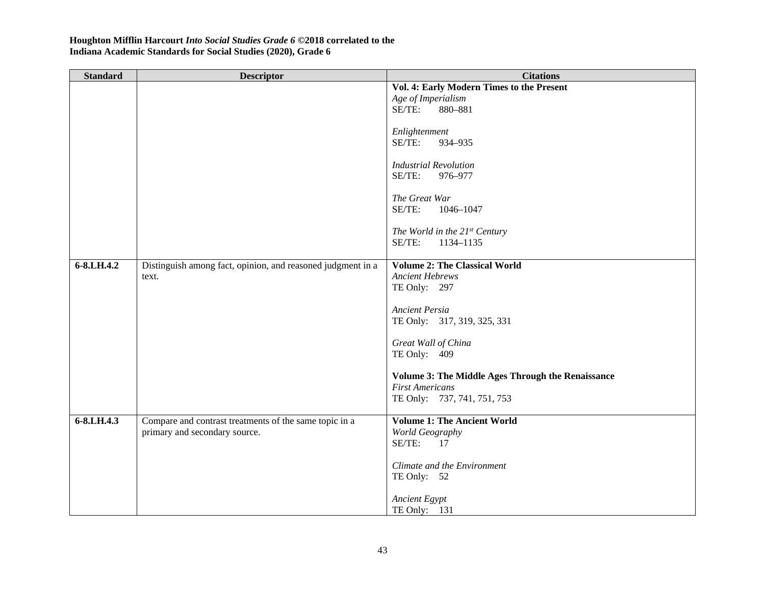**Houghton Mifflin Harcourt *Into Social Studies Grade 6* ©2018 correlated to the Indiana Academic Standards for Social Studies (2020), Grade 6**

| Standard | Descriptor | Citations |
|---|---|---|
| | | **Vol. 4: Early Modern Times to the Present**<br>*Age of Imperialism*<br>SE/TE: 880–881<br><br>*Enlightenment*<br>SE/TE: 934–935<br><br>*Industrial Revolution*<br>SE/TE: 976–977<br><br>*The Great War*<br>SE/TE: 1046–1047<br><br>*The World in the 21st Century*<br>SE/TE: 1134–1135 |
| **6-8.LH.4.2** | Distinguish among fact, opinion, and reasoned judgment in a text. | **Volume 2: The Classical World**<br>*Ancient Hebrews*<br>TE Only: 297<br><br>*Ancient Persia*<br>TE Only: 317, 319, 325, 331<br><br>*Great Wall of China*<br>TE Only: 409<br><br>**Volume 3: The Middle Ages Through the Renaissance**<br>*First Americans*<br>TE Only: 737, 741, 751, 753 |
| **6-8.LH.4.3** | Compare and contrast treatments of the same topic in a primary and secondary source. | **Volume 1: The Ancient World**<br>*World Geography*<br>SE/TE: 17<br><br>*Climate and the Environment*<br>TE Only: 52<br><br>*Ancient Egypt*<br>TE Only: 131 |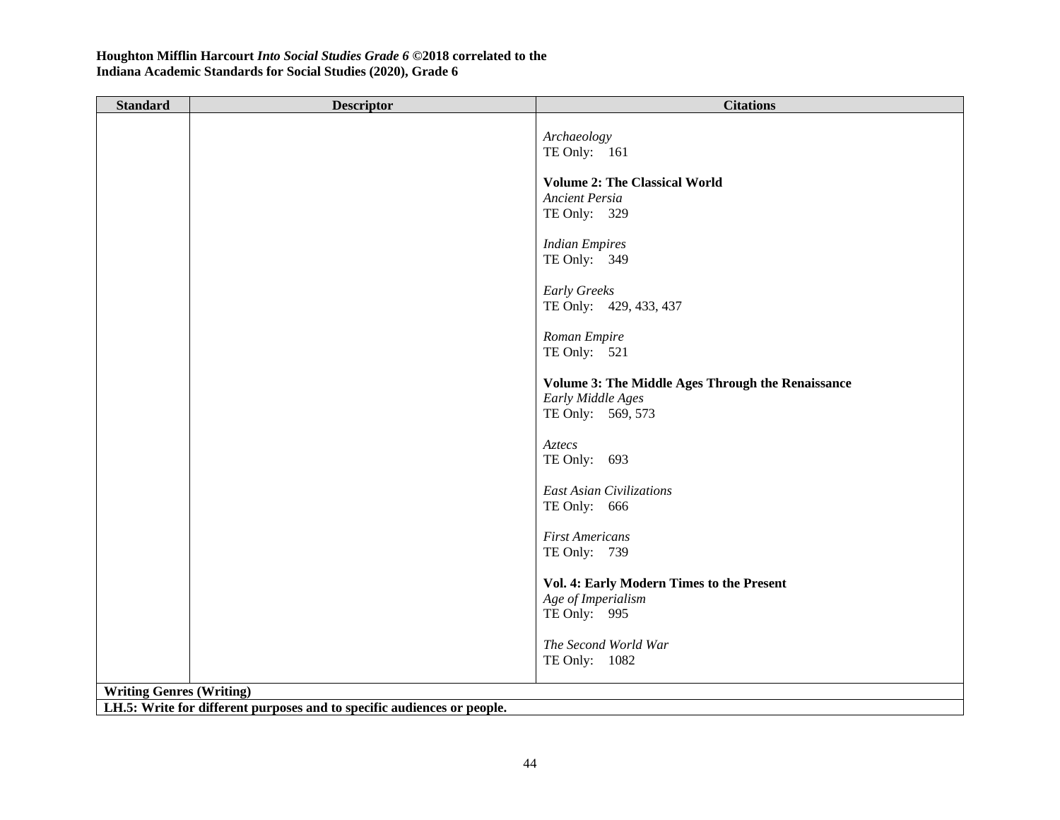**Houghton Mifflin Harcourt *Into Social Studies Grade 6* ©2018 correlated to the**
**Indiana Academic Standards for Social Studies (2020), Grade 6**

| Standard | Descriptor | Citations |
|---|---|---|
| | | *Archaeology*<br>TE Only: 161<br><br>**Volume 2: The Classical World**<br>*Ancient Persia*<br>TE Only: 329<br><br>*Indian Empires*<br>TE Only: 349<br><br>*Early Greeks*<br>TE Only: 429, 433, 437<br><br>*Roman Empire*<br>TE Only: 521<br><br>**Volume 3: The Middle Ages Through the Renaissance**<br>*Early Middle Ages*<br>TE Only: 569, 573<br><br>*Aztecs*<br>TE Only: 693<br><br>*East Asian Civilizations*<br>TE Only: 666<br><br>*First Americans*<br>TE Only: 739<br><br>**Vol. 4: Early Modern Times to the Present**<br>*Age of Imperialism*<br>TE Only: 995<br><br>*The Second World War*<br>TE Only: 1082 |
| **Writing Genres (Writing)** | | |
| **LH.5: Write for different purposes and to specific audiences or people.** | | |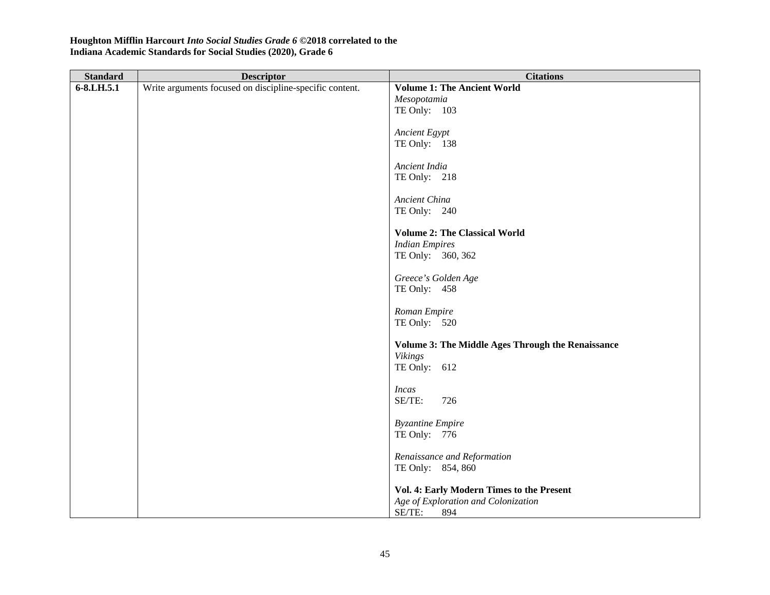**Houghton Mifflin Harcourt *Into Social Studies Grade 6* ©2018 correlated to the Indiana Academic Standards for Social Studies (2020), Grade 6**

| Standard | Descriptor | Citations |
|---|---|---|
| 6-8.LH.5.1 | Write arguments focused on discipline-specific content. | **Volume 1: The Ancient World**<br>*Mesopotamia*<br>TE Only: 103<br><br>*Ancient Egypt*<br>TE Only: 138<br><br>*Ancient India*<br>TE Only: 218<br><br>*Ancient China*<br>TE Only: 240<br><br>**Volume 2: The Classical World**<br>*Indian Empires*<br>TE Only: 360, 362<br><br>*Greece's Golden Age*<br>TE Only: 458<br><br>*Roman Empire*<br>TE Only: 520<br><br>**Volume 3: The Middle Ages Through the Renaissance**<br>*Vikings*<br>TE Only: 612<br><br>*Incas*<br>SE/TE: 726<br><br>*Byzantine Empire*<br>TE Only: 776<br><br>*Renaissance and Reformation*<br>TE Only: 854, 860<br><br>**Vol. 4: Early Modern Times to the Present**<br>*Age of Exploration and Colonization*<br>SE/TE: 894 |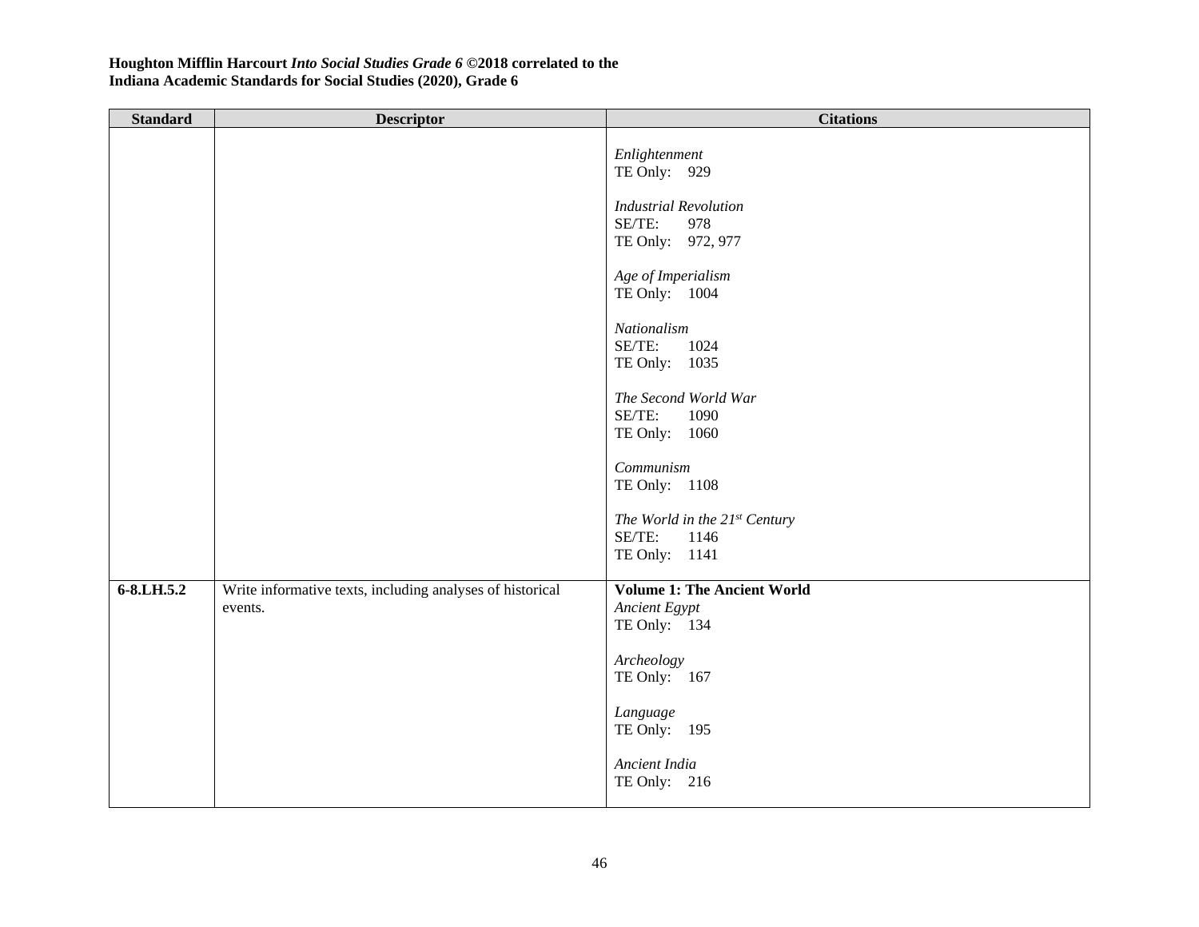**Houghton Mifflin Harcourt *Into Social Studies Grade 6* ©2018 correlated to the Indiana Academic Standards for Social Studies (2020), Grade 6**

| Standard | Descriptor | Citations |
|---|---|---|
| | | *Enlightenment*<br>TE Only: 929<br><br>*Industrial Revolution*<br>SE/TE: 978<br>TE Only: 972, 977<br><br>*Age of Imperialism*<br>TE Only: 1004<br><br>*Nationalism*<br>SE/TE: 1024<br>TE Only: 1035<br><br>*The Second World War*<br>SE/TE: 1090<br>TE Only: 1060<br><br>*Communism*<br>TE Only: 1108<br><br>*The World in the 21st Century*<br>SE/TE: 1146<br>TE Only: 1141 |
| 6-8.LH.5.2 | Write informative texts, including analyses of historical events. | **Volume 1: The Ancient World**<br>*Ancient Egypt*<br>TE Only: 134<br><br>*Archeology*<br>TE Only: 167<br><br>*Language*<br>TE Only: 195<br><br>*Ancient India*<br>TE Only: 216 |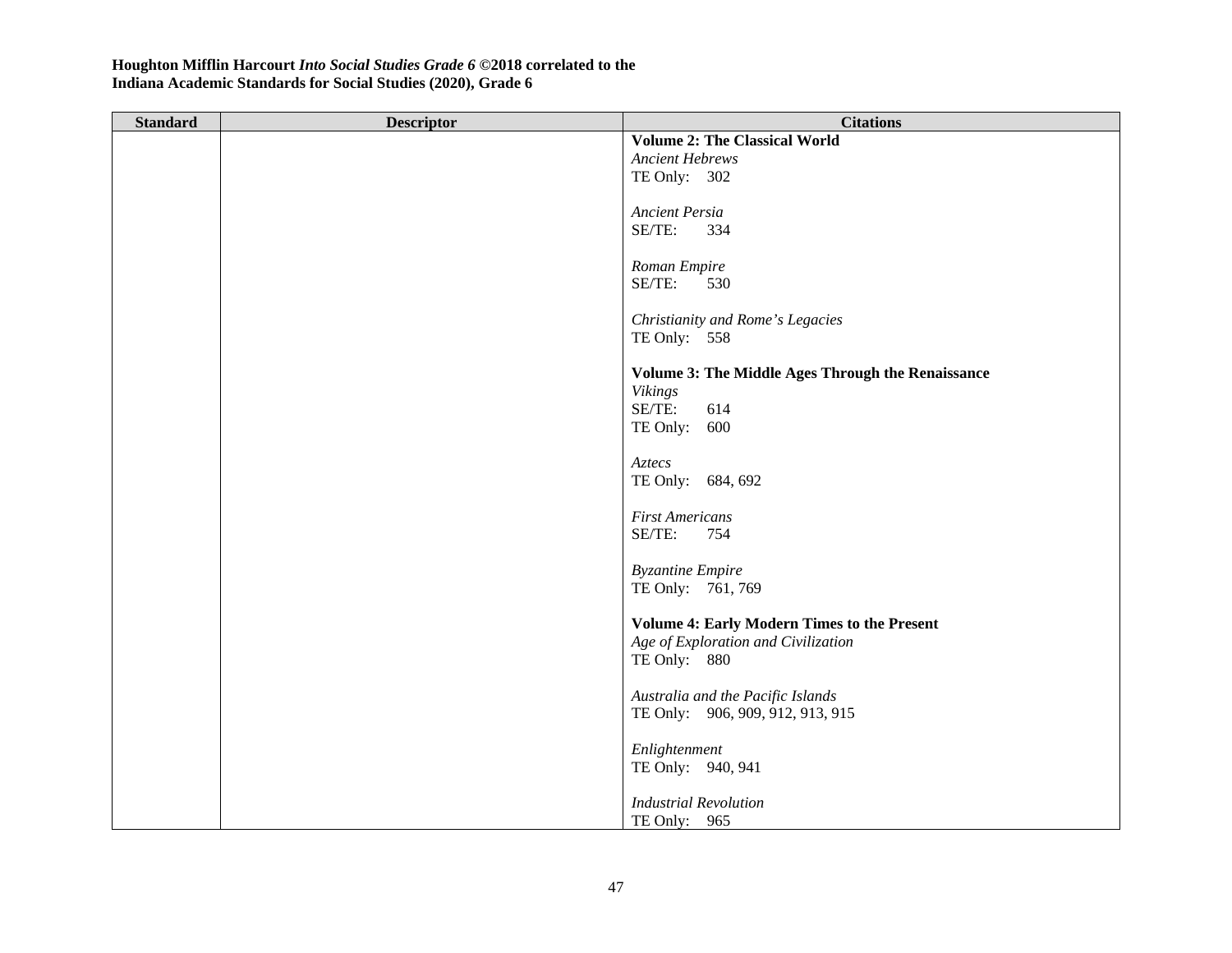**Houghton Mifflin Harcourt *Into Social Studies Grade 6* ©2018 correlated to the Indiana Academic Standards for Social Studies (2020), Grade 6**

| Standard | Descriptor | Citations |
|---|---|---|
| | | **Volume 2: The Classical World**<br>*Ancient Hebrews*<br>TE Only: 302<br><br>*Ancient Persia*<br>SE/TE: 334<br><br>*Roman Empire*<br>SE/TE: 530<br><br>*Christianity and Rome's Legacies*<br>TE Only: 558<br><br>**Volume 3: The Middle Ages Through the Renaissance**<br>*Vikings*<br>SE/TE: 614<br>TE Only: 600<br><br>*Aztecs*<br>TE Only: 684, 692<br><br>*First Americans*<br>SE/TE: 754<br><br>*Byzantine Empire*<br>TE Only: 761, 769<br><br>**Volume 4: Early Modern Times to the Present**<br>*Age of Exploration and Civilization*<br>TE Only: 880<br><br>*Australia and the Pacific Islands*<br>TE Only: 906, 909, 912, 913, 915<br><br>*Enlightenment*<br>TE Only: 940, 941<br><br>*Industrial Revolution*<br>TE Only: 965 |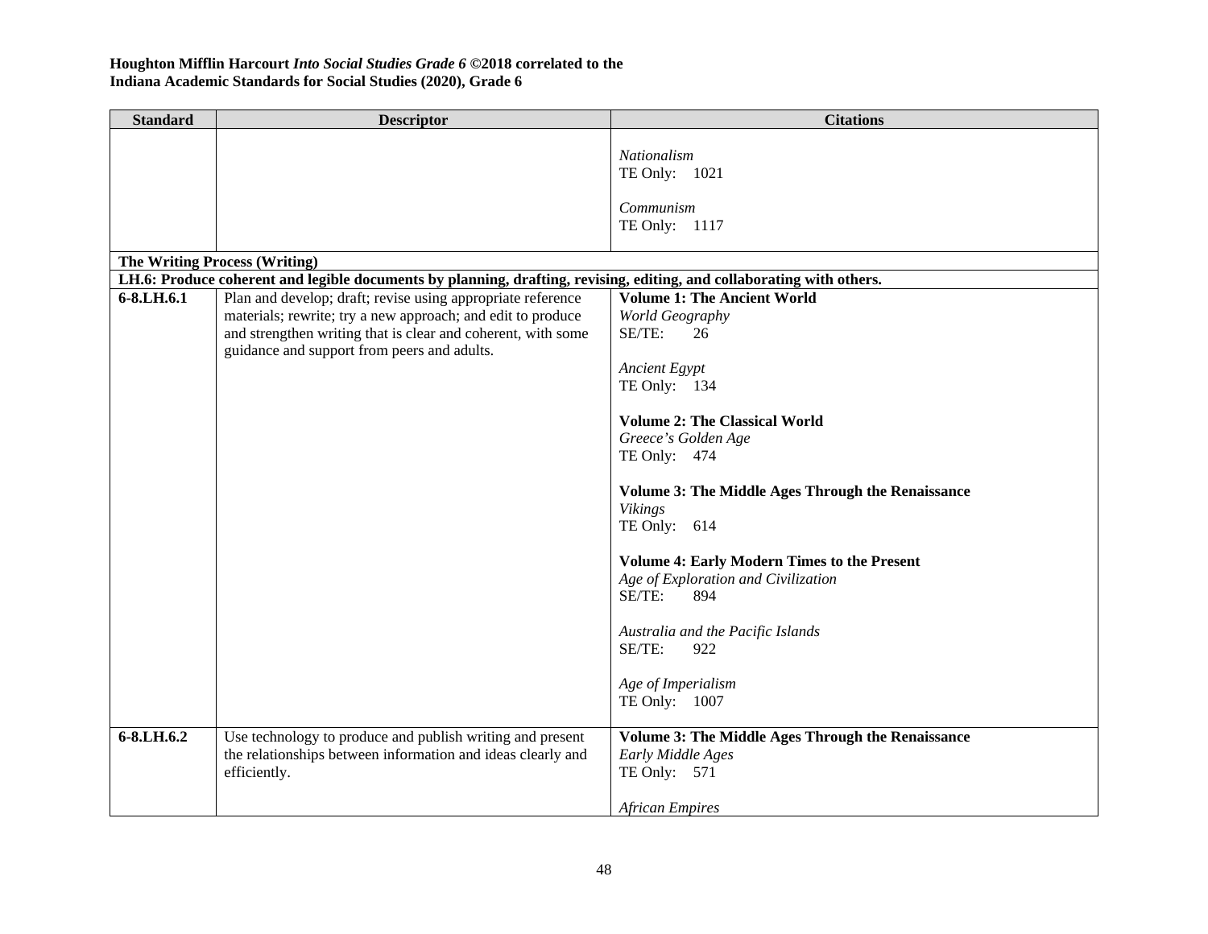**Houghton Mifflin Harcourt *Into Social Studies Grade 6* ©2018 correlated to the Indiana Academic Standards for Social Studies (2020), Grade 6**

| Standard | Descriptor | Citations |
|---|---|---|
| | | *Nationalism*<br>TE Only: 1021<br><br>*Communism*<br>TE Only: 1117 |
| **The Writing Process (Writing)** | | |
| **LH.6: Produce coherent and legible documents by planning, drafting, revising, editing, and collaborating with others.** | | |
| **6-8.LH.6.1** | Plan and develop; draft; revise using appropriate reference materials; rewrite; try a new approach; and edit to produce and strengthen writing that is clear and coherent, with some guidance and support from peers and adults. | **Volume 1: The Ancient World**<br>*World Geography*<br>SE/TE: 26<br><br>*Ancient Egypt*<br>TE Only: 134<br><br>**Volume 2: The Classical World**<br>*Greece's Golden Age*<br>TE Only: 474<br><br>**Volume 3: The Middle Ages Through the Renaissance**<br>*Vikings*<br>TE Only: 614<br><br>**Volume 4: Early Modern Times to the Present**<br>*Age of Exploration and Civilization*<br>SE/TE: 894<br><br>*Australia and the Pacific Islands*<br>SE/TE: 922<br><br>*Age of Imperialism*<br>TE Only: 1007 |
| **6-8.LH.6.2** | Use technology to produce and publish writing and present the relationships between information and ideas clearly and efficiently. | **Volume 3: The Middle Ages Through the Renaissance**<br>*Early Middle Ages*<br>TE Only: 571<br><br>*African Empires* |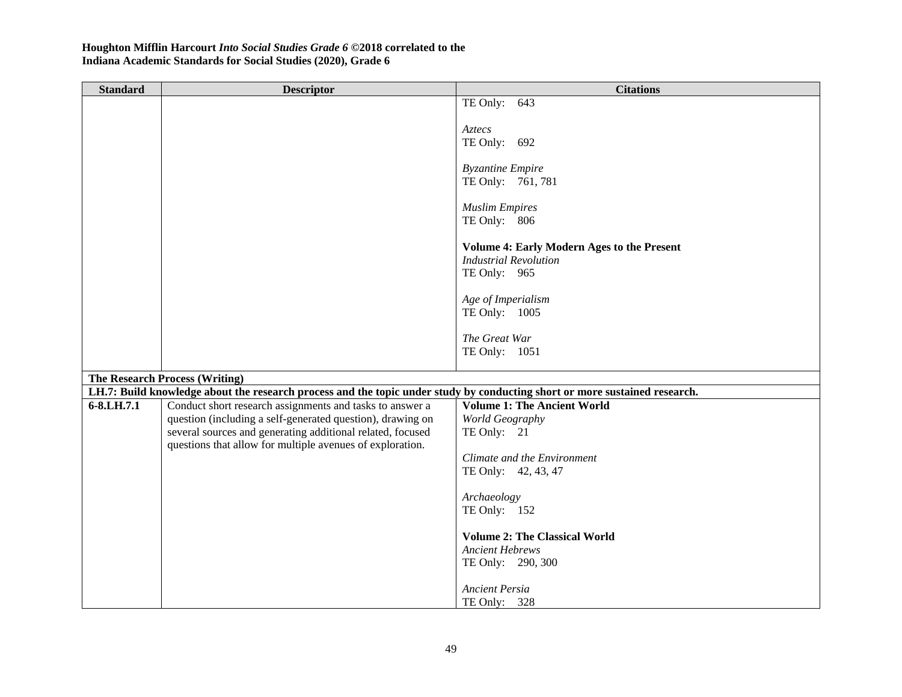**Houghton Mifflin Harcourt *Into Social Studies Grade 6* ©2018 correlated to the Indiana Academic Standards for Social Studies (2020), Grade 6**

| Standard | Descriptor | Citations |
|---|---|---|
| | | TE Only: 643<br><br>*Aztecs*<br>TE Only: 692<br><br>*Byzantine Empire*<br>TE Only: 761, 781<br><br>*Muslim Empires*<br>TE Only: 806<br><br>**Volume 4: Early Modern Ages to the Present**<br>*Industrial Revolution*<br>TE Only: 965<br><br>*Age of Imperialism*<br>TE Only: 1005<br><br>*The Great War*<br>TE Only: 1051 |
| **The Research Process (Writing)** | | |
| **LH.7: Build knowledge about the research process and the topic under study by conducting short or more sustained research.** | | |
| **6-8.LH.7.1** | Conduct short research assignments and tasks to answer a question (including a self-generated question), drawing on several sources and generating additional related, focused questions that allow for multiple avenues of exploration. | **Volume 1: The Ancient World**<br>*World Geography*<br>TE Only: 21<br><br>*Climate and the Environment*<br>TE Only: 42, 43, 47<br><br>*Archaeology*<br>TE Only: 152<br><br>**Volume 2: The Classical World**<br>*Ancient Hebrews*<br>TE Only: 290, 300<br><br>*Ancient Persia*<br>TE Only: 328 |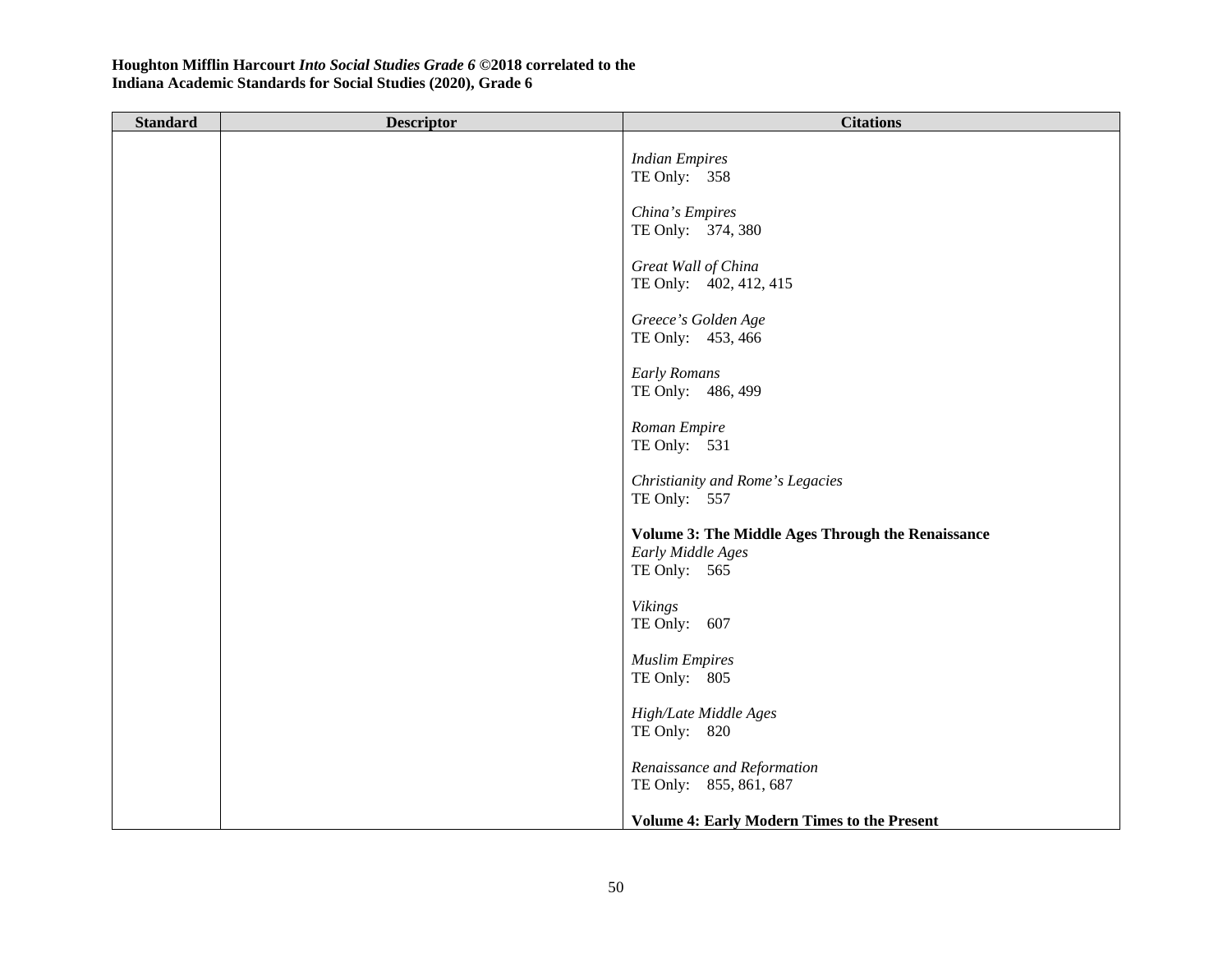**Houghton Mifflin Harcourt *Into Social Studies Grade 6* ©2018 correlated to the Indiana Academic Standards for Social Studies (2020), Grade 6**

| Standard | Descriptor | Citations |
|---|---|---|
| | | *Indian Empires*<br>TE Only: 358<br><br>*China's Empires*<br>TE Only: 374, 380<br><br>*Great Wall of China*<br>TE Only: 402, 412, 415<br><br>*Greece's Golden Age*<br>TE Only: 453, 466<br><br>*Early Romans*<br>TE Only: 486, 499<br><br>*Roman Empire*<br>TE Only: 531<br><br>*Christianity and Rome's Legacies*<br>TE Only: 557<br><br>**Volume 3: The Middle Ages Through the Renaissance**<br>*Early Middle Ages*<br>TE Only: 565<br><br>*Vikings*<br>TE Only: 607<br><br>*Muslim Empires*<br>TE Only: 805<br><br>*High/Late Middle Ages*<br>TE Only: 820<br><br>*Renaissance and Reformation*<br>TE Only: 855, 861, 687<br><br>**Volume 4: Early Modern Times to the Present** |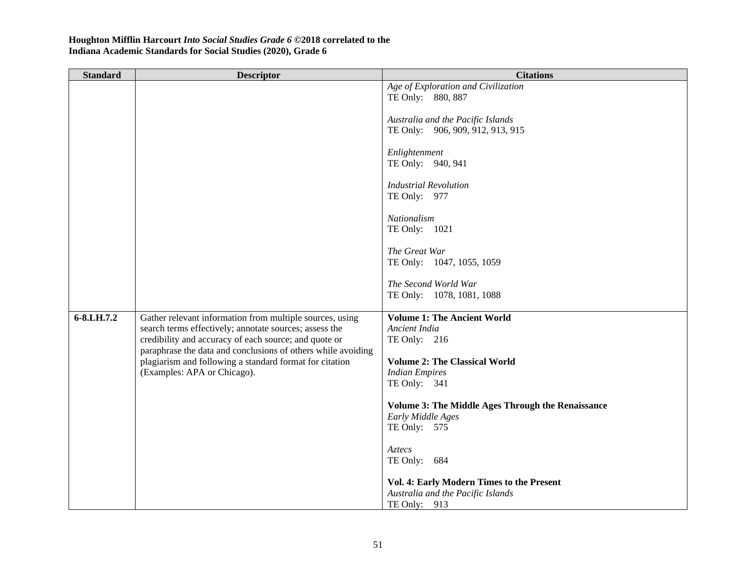**Houghton Mifflin Harcourt *Into Social Studies Grade 6* ©2018 correlated to the Indiana Academic Standards for Social Studies (2020), Grade 6**

| Standard | Descriptor | Citations |
|---|---|---|
| | | *Age of Exploration and Civilization*<br>TE Only: 880, 887<br><br>*Australia and the Pacific Islands*<br>TE Only: 906, 909, 912, 913, 915<br><br>*Enlightenment*<br>TE Only: 940, 941<br><br>*Industrial Revolution*<br>TE Only: 977<br><br>*Nationalism*<br>TE Only: 1021<br><br>*The Great War*<br>TE Only: 1047, 1055, 1059<br><br>*The Second World War*<br>TE Only: 1078, 1081, 1088 |
| **6-8.LH.7.2** | Gather relevant information from multiple sources, using search terms effectively; annotate sources; assess the credibility and accuracy of each source; and quote or paraphrase the data and conclusions of others while avoiding plagiarism and following a standard format for citation (Examples: APA or Chicago). | **Volume 1: The Ancient World**<br>*Ancient India*<br>TE Only: 216<br><br>**Volume 2: The Classical World**<br>*Indian Empires*<br>TE Only: 341<br><br>**Volume 3: The Middle Ages Through the Renaissance**<br>*Early Middle Ages*<br>TE Only: 575<br><br>*Aztecs*<br>TE Only: 684<br><br>**Vol. 4: Early Modern Times to the Present**<br>*Australia and the Pacific Islands*<br>TE Only: 913 |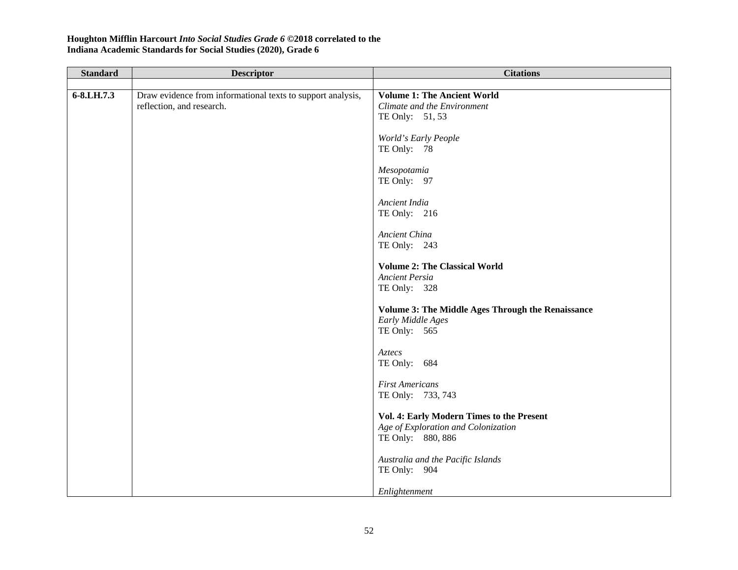**Houghton Mifflin Harcourt *Into Social Studies Grade 6* ©2018 correlated to the Indiana Academic Standards for Social Studies (2020), Grade 6**

| Standard | Descriptor | Citations |
|---|---|---|
| | | |
| 6-8.LH.7.3 | Draw evidence from informational texts to support analysis, reflection, and research. | **Volume 1: The Ancient World**<br>*Climate and the Environment*<br>TE Only: 51, 53<br><br>*World's Early People*<br>TE Only: 78<br><br>*Mesopotamia*<br>TE Only: 97<br><br>*Ancient India*<br>TE Only: 216<br><br>*Ancient China*<br>TE Only: 243<br><br>**Volume 2: The Classical World**<br>*Ancient Persia*<br>TE Only: 328<br><br>**Volume 3: The Middle Ages Through the Renaissance**<br>*Early Middle Ages*<br>TE Only: 565<br><br>*Aztecs*<br>TE Only: 684<br><br>*First Americans*<br>TE Only: 733, 743<br><br>**Vol. 4: Early Modern Times to the Present**<br>*Age of Exploration and Colonization*<br>TE Only: 880, 886<br><br>*Australia and the Pacific Islands*<br>TE Only: 904<br><br>*Enlightenment* |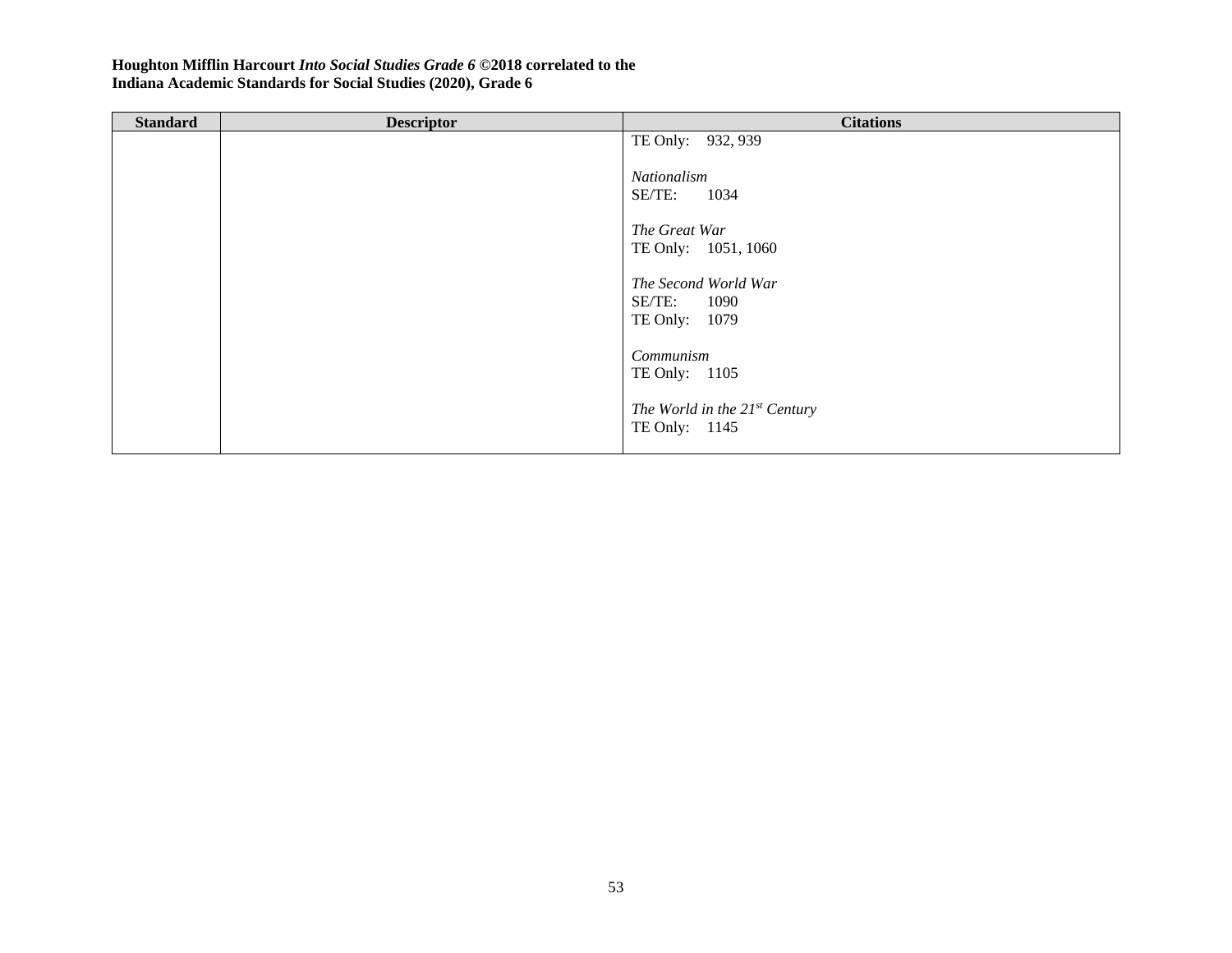Houghton Mifflin Harcourt *Into Social Studies Grade 6* ©2018 correlated to the
Indiana Academic Standards for Social Studies (2020), Grade 6

| Standard | Descriptor | Citations |
|---|---|---|
| | | TE Only: 932, 939<br><br>*Nationalism*<br>SE/TE: 1034<br><br>*The Great War*<br>TE Only: 1051, 1060<br><br>*The Second World War*<br>SE/TE: 1090<br>TE Only: 1079<br><br>*Communism*<br>TE Only: 1105<br><br>*The World in the 21st Century*<br>TE Only: 1145 |